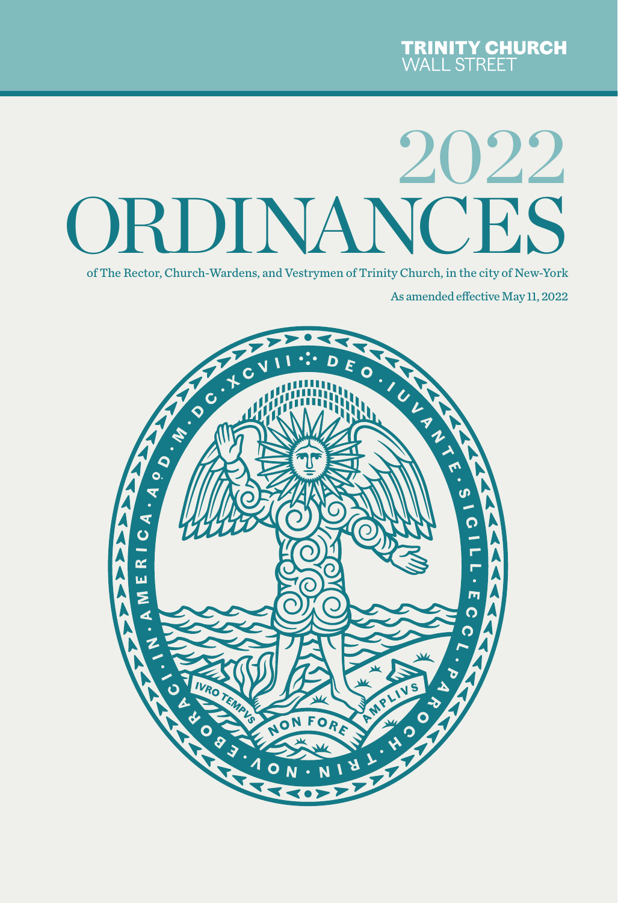TRINITY CHURCH
WALL STREET

# 2022 ORDINANCES

of The Rector, Church-Wardens, and Vestrymen of Trinity Church, in the city of New-York

As amended effective May 11, 2022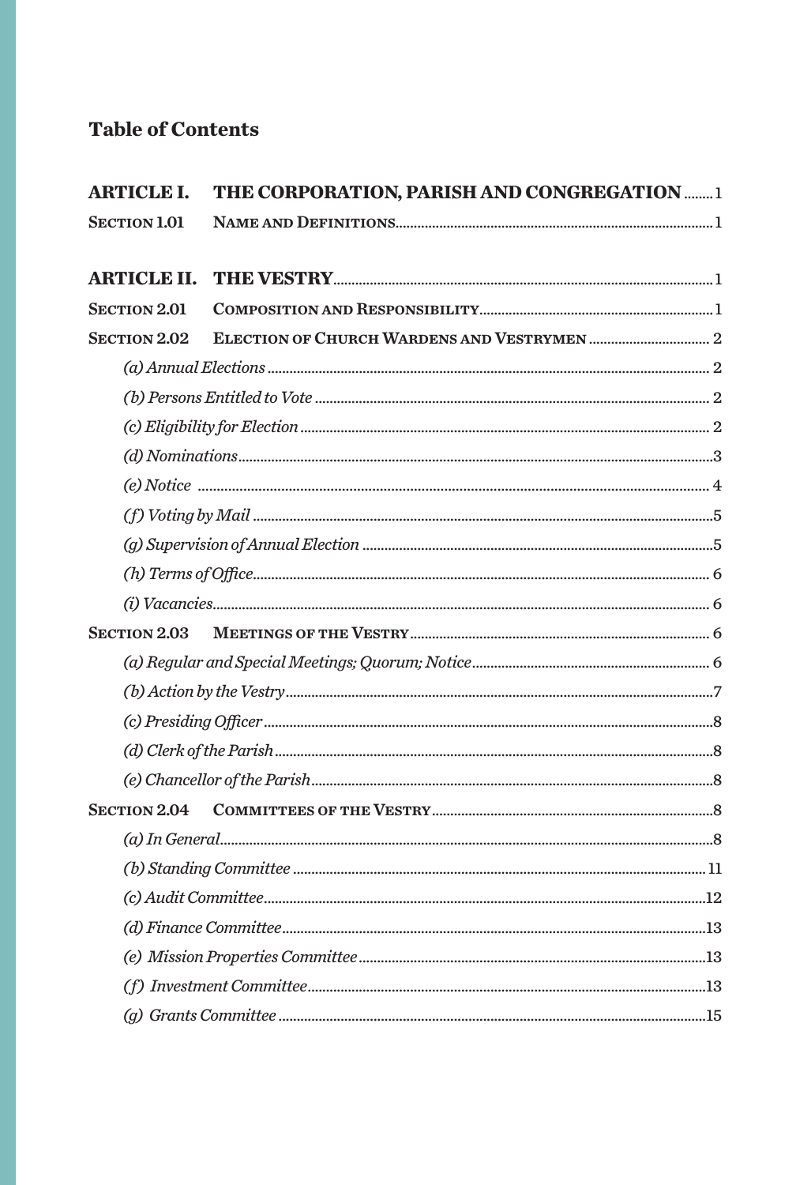# Table of Contents

**ARTICLE I. THE CORPORATION, PARISH AND CONGREGATION** ........ 1

**SECTION 1.01 NAME AND DEFINITIONS** .......... 1

**ARTICLE II. THE VESTRY** .......... 1

**SECTION 2.01 COMPOSITION AND RESPONSIBILITY** .......... 1

**SECTION 2.02 ELECTION OF CHURCH WARDENS AND VESTRYMEN** .......... 2

*(a) Annual Elections* .......... 2

*(b) Persons Entitled to Vote* .......... 2

*(c) Eligibility for Election* .......... 2

*(d) Nominations* .......... 3

*(e) Notice* .......... 4

*(f) Voting by Mail* .......... 5

*(g) Supervision of Annual Election* .......... 5

*(h) Terms of Office* .......... 6

*(i) Vacancies* .......... 6

**SECTION 2.03 MEETINGS OF THE VESTRY** .......... 6

*(a) Regular and Special Meetings; Quorum; Notice* .......... 6

*(b) Action by the Vestry* .......... 7

*(c) Presiding Officer* .......... 8

*(d) Clerk of the Parish* .......... 8

*(e) Chancellor of the Parish* .......... 8

**SECTION 2.04 COMMITTEES OF THE VESTRY** .......... 8

*(a) In General* .......... 8

*(b) Standing Committee* .......... 11

*(c) Audit Committee* .......... 12

*(d) Finance Committee* .......... 13

*(e) Mission Properties Committee* .......... 13

*(f) Investment Committee* .......... 13

*(g) Grants Committee* .......... 15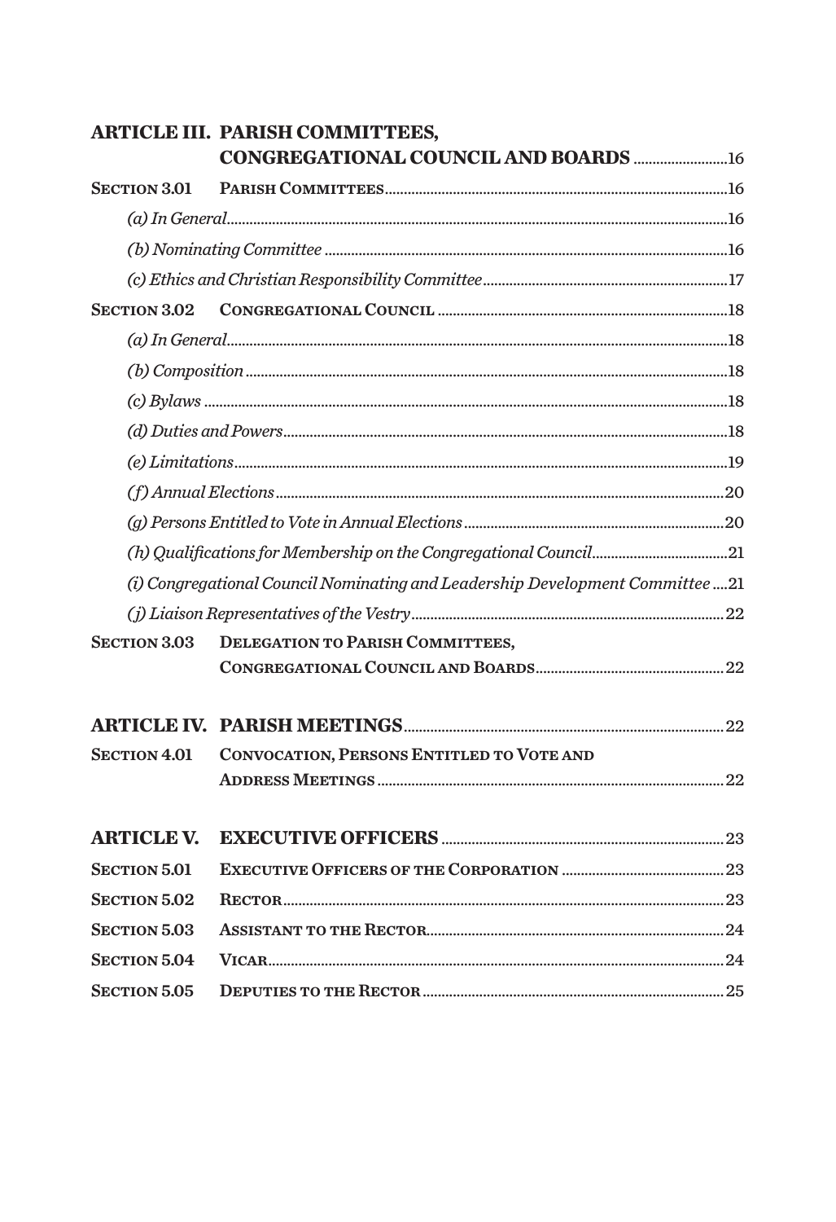**ARTICLE III. PARISH COMMITTEES, CONGREGATIONAL COUNCIL AND BOARDS** ........................ 16

**SECTION 3.01 PARISH COMMITTEES** ........................ 16

*(a) In General* ........................ 16

*(b) Nominating Committee* ........................ 16

*(c) Ethics and Christian Responsibility Committee* ........................ 17

**SECTION 3.02 CONGREGATIONAL COUNCIL** ........................ 18

*(a) In General* ........................ 18

*(b) Composition* ........................ 18

*(c) Bylaws* ........................ 18

*(d) Duties and Powers* ........................ 18

*(e) Limitations* ........................ 19

*(f) Annual Elections* ........................ 20

*(g) Persons Entitled to Vote in Annual Elections* ........................ 20

*(h) Qualifications for Membership on the Congregational Council* ........................ 21

*(i) Congregational Council Nominating and Leadership Development Committee* ........................ 21

*(j) Liaison Representatives of the Vestry* ........................ 22

**SECTION 3.03 DELEGATION TO PARISH COMMITTEES, CONGREGATIONAL COUNCIL AND BOARDS** ........................ 22

**ARTICLE IV. PARISH MEETINGS** ........................ 22

**SECTION 4.01 CONVOCATION, PERSONS ENTITLED TO VOTE AND ADDRESS MEETINGS** ........................ 22

**ARTICLE V. EXECUTIVE OFFICERS** ........................ 23

**SECTION 5.01 EXECUTIVE OFFICERS OF THE CORPORATION** ........................ 23

**SECTION 5.02 RECTOR** ........................ 23

**SECTION 5.03 ASSISTANT TO THE RECTOR** ........................ 24

**SECTION 5.04 VICAR** ........................ 24

**SECTION 5.05 DEPUTIES TO THE RECTOR** ........................ 25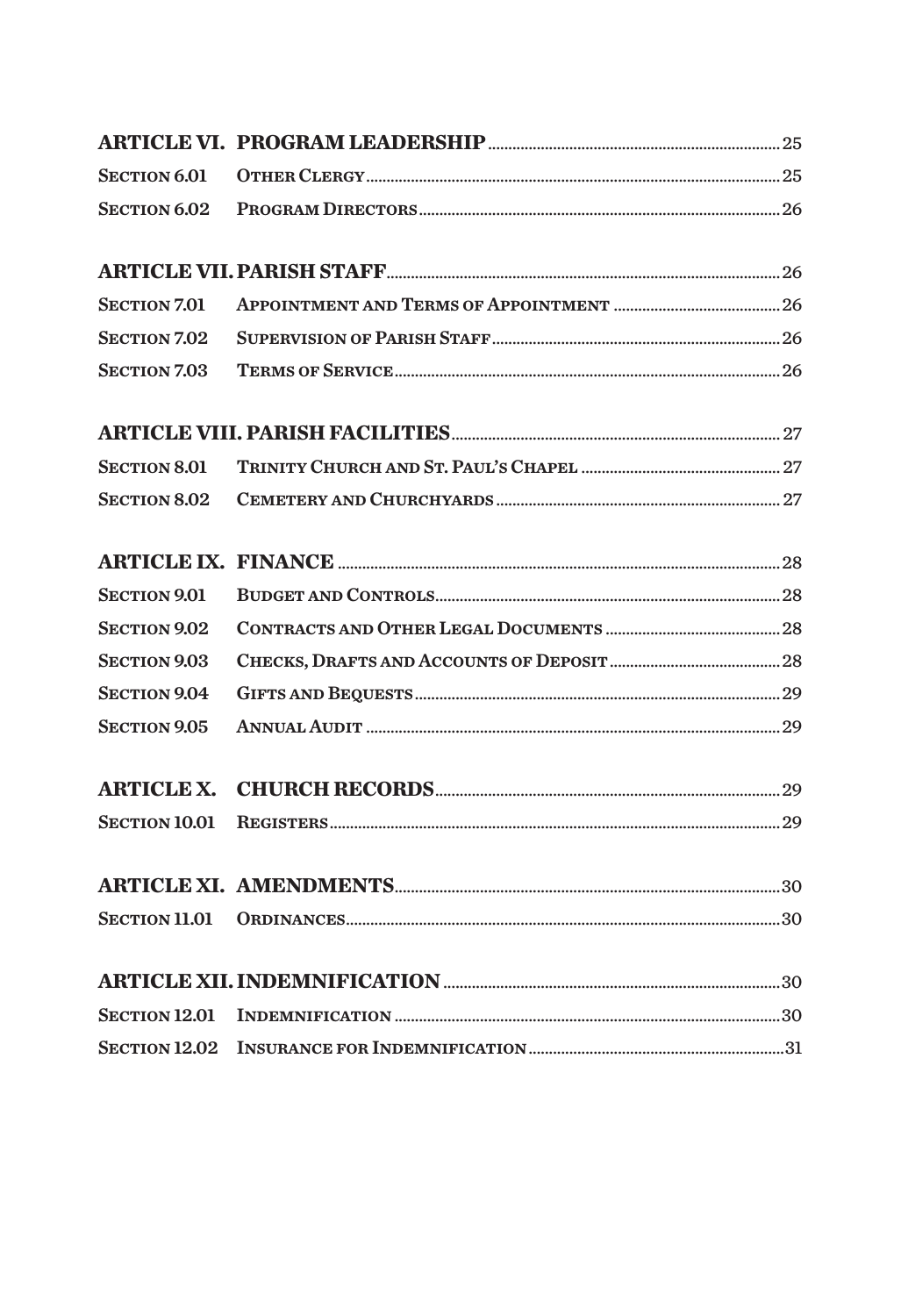| | | |
|---|---|---|
| **ARTICLE VI.** | **PROGRAM LEADERSHIP** | 25 |
| Section 6.01 | Other Clergy | 25 |
| Section 6.02 | Program Directors | 26 |
| **ARTICLE VII.** | **PARISH STAFF** | 26 |
| Section 7.01 | Appointment and Terms of Appointment | 26 |
| Section 7.02 | Supervision of Parish Staff | 26 |
| Section 7.03 | Terms of Service | 26 |
| **ARTICLE VIII.** | **PARISH FACILITIES** | 27 |
| Section 8.01 | Trinity Church and St. Paul's Chapel | 27 |
| Section 8.02 | Cemetery and Churchyards | 27 |
| **ARTICLE IX.** | **FINANCE** | 28 |
| Section 9.01 | Budget and Controls | 28 |
| Section 9.02 | Contracts and Other Legal Documents | 28 |
| Section 9.03 | Checks, Drafts and Accounts of Deposit | 28 |
| Section 9.04 | Gifts and Bequests | 29 |
| Section 9.05 | Annual Audit | 29 |
| **ARTICLE X.** | **CHURCH RECORDS** | 29 |
| Section 10.01 | Registers | 29 |
| **ARTICLE XI.** | **AMENDMENTS** | 30 |
| Section 11.01 | Ordinances | 30 |
| **ARTICLE XII.** | **INDEMNIFICATION** | 30 |
| Section 12.01 | Indemnification | 30 |
| Section 12.02 | Insurance for Indemnification | 31 |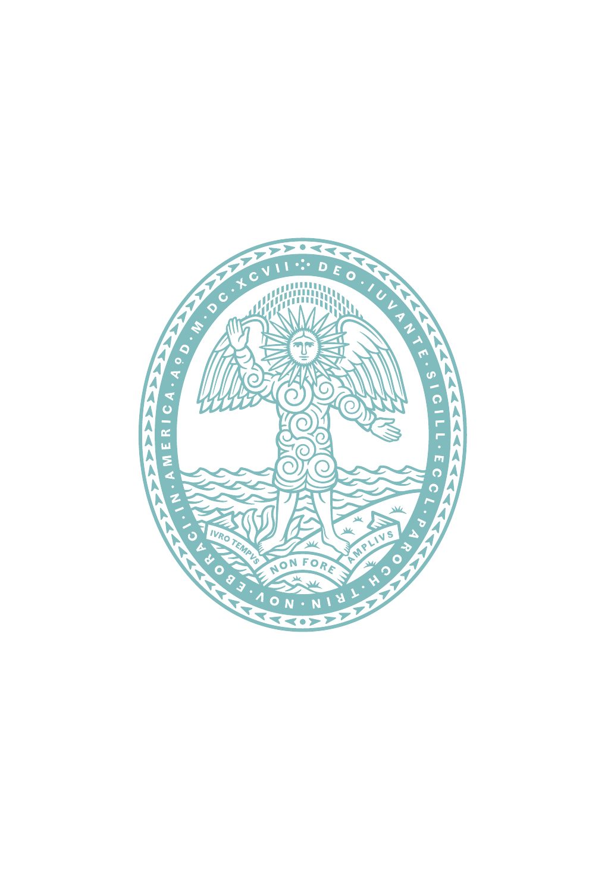DEO · IUVANTE · SIGILL · ECCL · PAROCH · TRIN · NOV · EBORACI · IN · AMERICA · A°D · M · DC · XCVII

IVRO TEMPVS NON FORE AMPLIVS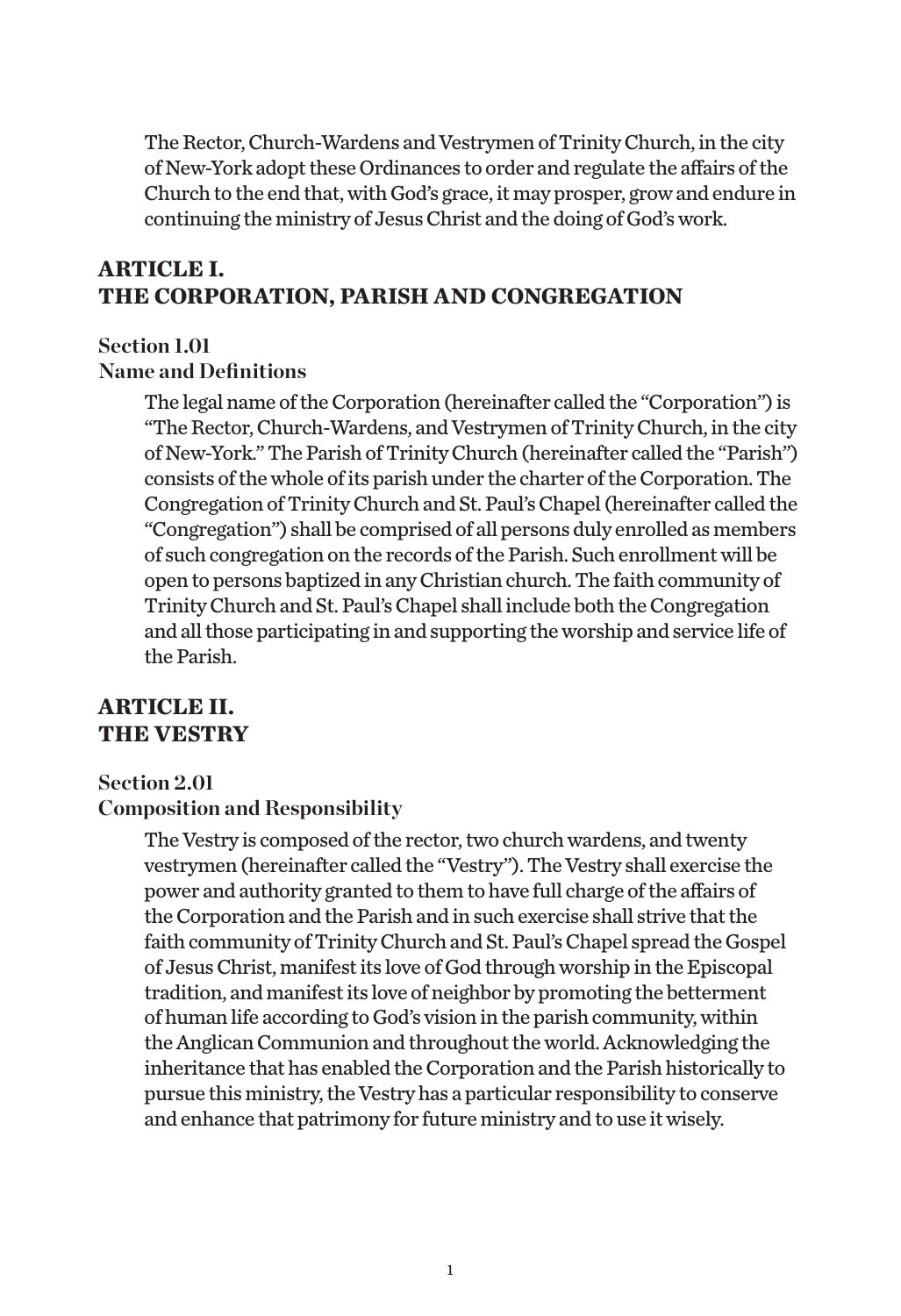The Rector, Church-Wardens and Vestrymen of Trinity Church, in the city of New-York adopt these Ordinances to order and regulate the affairs of the Church to the end that, with God's grace, it may prosper, grow and endure in continuing the ministry of Jesus Christ and the doing of God's work.

## ARTICLE I.
## THE CORPORATION, PARISH AND CONGREGATION

### Section 1.01
### Name and Definitions

The legal name of the Corporation (hereinafter called the "Corporation") is "The Rector, Church-Wardens, and Vestrymen of Trinity Church, in the city of New-York." The Parish of Trinity Church (hereinafter called the "Parish") consists of the whole of its parish under the charter of the Corporation. The Congregation of Trinity Church and St. Paul's Chapel (hereinafter called the "Congregation") shall be comprised of all persons duly enrolled as members of such congregation on the records of the Parish. Such enrollment will be open to persons baptized in any Christian church. The faith community of Trinity Church and St. Paul's Chapel shall include both the Congregation and all those participating in and supporting the worship and service life of the Parish.

## ARTICLE II.
## THE VESTRY

### Section 2.01
### Composition and Responsibility

The Vestry is composed of the rector, two church wardens, and twenty vestrymen (hereinafter called the "Vestry"). The Vestry shall exercise the power and authority granted to them to have full charge of the affairs of the Corporation and the Parish and in such exercise shall strive that the faith community of Trinity Church and St. Paul's Chapel spread the Gospel of Jesus Christ, manifest its love of God through worship in the Episcopal tradition, and manifest its love of neighbor by promoting the betterment of human life according to God's vision in the parish community, within the Anglican Communion and throughout the world. Acknowledging the inheritance that has enabled the Corporation and the Parish historically to pursue this ministry, the Vestry has a particular responsibility to conserve and enhance that patrimony for future ministry and to use it wisely.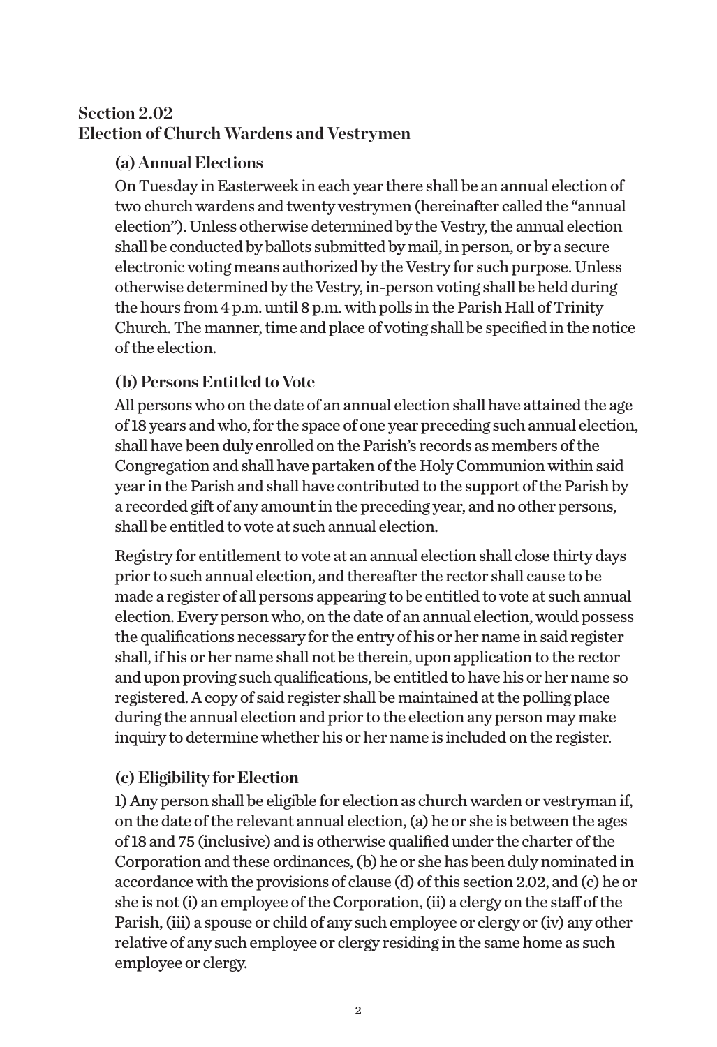## Section 2.02
## Election of Church Wardens and Vestrymen

### (a) Annual Elections

On Tuesday in Easterweek in each year there shall be an annual election of two church wardens and twenty vestrymen (hereinafter called the "annual election"). Unless otherwise determined by the Vestry, the annual election shall be conducted by ballots submitted by mail, in person, or by a secure electronic voting means authorized by the Vestry for such purpose. Unless otherwise determined by the Vestry, in-person voting shall be held during the hours from 4 p.m. until 8 p.m. with polls in the Parish Hall of Trinity Church. The manner, time and place of voting shall be specified in the notice of the election.

### (b) Persons Entitled to Vote

All persons who on the date of an annual election shall have attained the age of 18 years and who, for the space of one year preceding such annual election, shall have been duly enrolled on the Parish's records as members of the Congregation and shall have partaken of the Holy Communion within said year in the Parish and shall have contributed to the support of the Parish by a recorded gift of any amount in the preceding year, and no other persons, shall be entitled to vote at such annual election.

Registry for entitlement to vote at an annual election shall close thirty days prior to such annual election, and thereafter the rector shall cause to be made a register of all persons appearing to be entitled to vote at such annual election. Every person who, on the date of an annual election, would possess the qualifications necessary for the entry of his or her name in said register shall, if his or her name shall not be therein, upon application to the rector and upon proving such qualifications, be entitled to have his or her name so registered. A copy of said register shall be maintained at the polling place during the annual election and prior to the election any person may make inquiry to determine whether his or her name is included on the register.

### (c) Eligibility for Election

1) Any person shall be eligible for election as church warden or vestryman if, on the date of the relevant annual election, (a) he or she is between the ages of 18 and 75 (inclusive) and is otherwise qualified under the charter of the Corporation and these ordinances, (b) he or she has been duly nominated in accordance with the provisions of clause (d) of this section 2.02, and (c) he or she is not (i) an employee of the Corporation, (ii) a clergy on the staff of the Parish, (iii) a spouse or child of any such employee or clergy or (iv) any other relative of any such employee or clergy residing in the same home as such employee or clergy.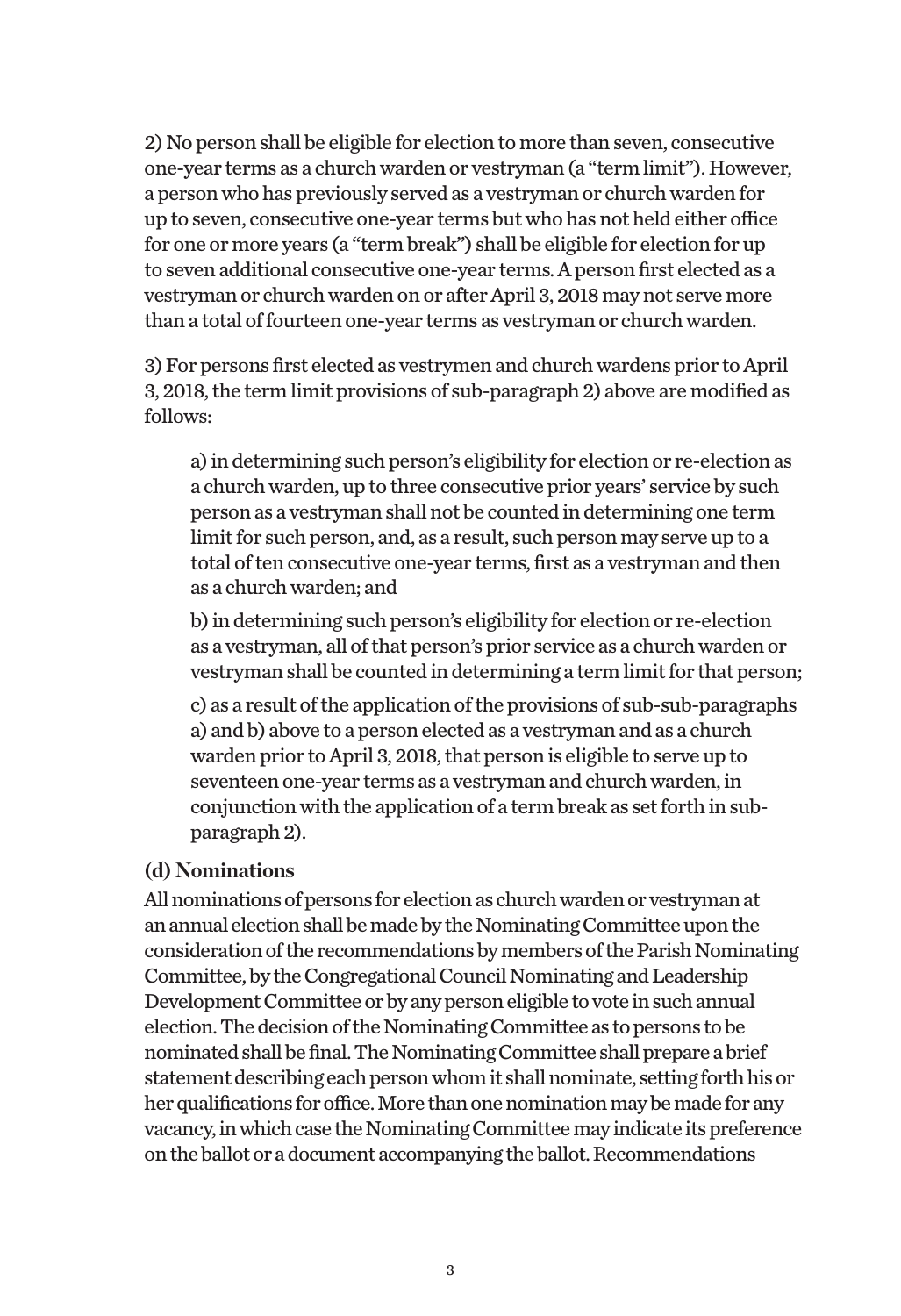2) No person shall be eligible for election to more than seven, consecutive one-year terms as a church warden or vestryman (a "term limit"). However, a person who has previously served as a vestryman or church warden for up to seven, consecutive one-year terms but who has not held either office for one or more years (a "term break") shall be eligible for election for up to seven additional consecutive one-year terms. A person first elected as a vestryman or church warden on or after April 3, 2018 may not serve more than a total of fourteen one-year terms as vestryman or church warden.

3) For persons first elected as vestrymen and church wardens prior to April 3, 2018, the term limit provisions of sub-paragraph 2) above are modified as follows:

a) in determining such person's eligibility for election or re-election as a church warden, up to three consecutive prior years' service by such person as a vestryman shall not be counted in determining one term limit for such person, and, as a result, such person may serve up to a total of ten consecutive one-year terms, first as a vestryman and then as a church warden; and

b) in determining such person's eligibility for election or re-election as a vestryman, all of that person's prior service as a church warden or vestryman shall be counted in determining a term limit for that person;

c) as a result of the application of the provisions of sub-sub-paragraphs a) and b) above to a person elected as a vestryman and as a church warden prior to April 3, 2018, that person is eligible to serve up to seventeen one-year terms as a vestryman and church warden, in conjunction with the application of a term break as set forth in sub-paragraph 2).

### (d) Nominations

All nominations of persons for election as church warden or vestryman at an annual election shall be made by the Nominating Committee upon the consideration of the recommendations by members of the Parish Nominating Committee, by the Congregational Council Nominating and Leadership Development Committee or by any person eligible to vote in such annual election. The decision of the Nominating Committee as to persons to be nominated shall be final. The Nominating Committee shall prepare a brief statement describing each person whom it shall nominate, setting forth his or her qualifications for office. More than one nomination may be made for any vacancy, in which case the Nominating Committee may indicate its preference on the ballot or a document accompanying the ballot. Recommendations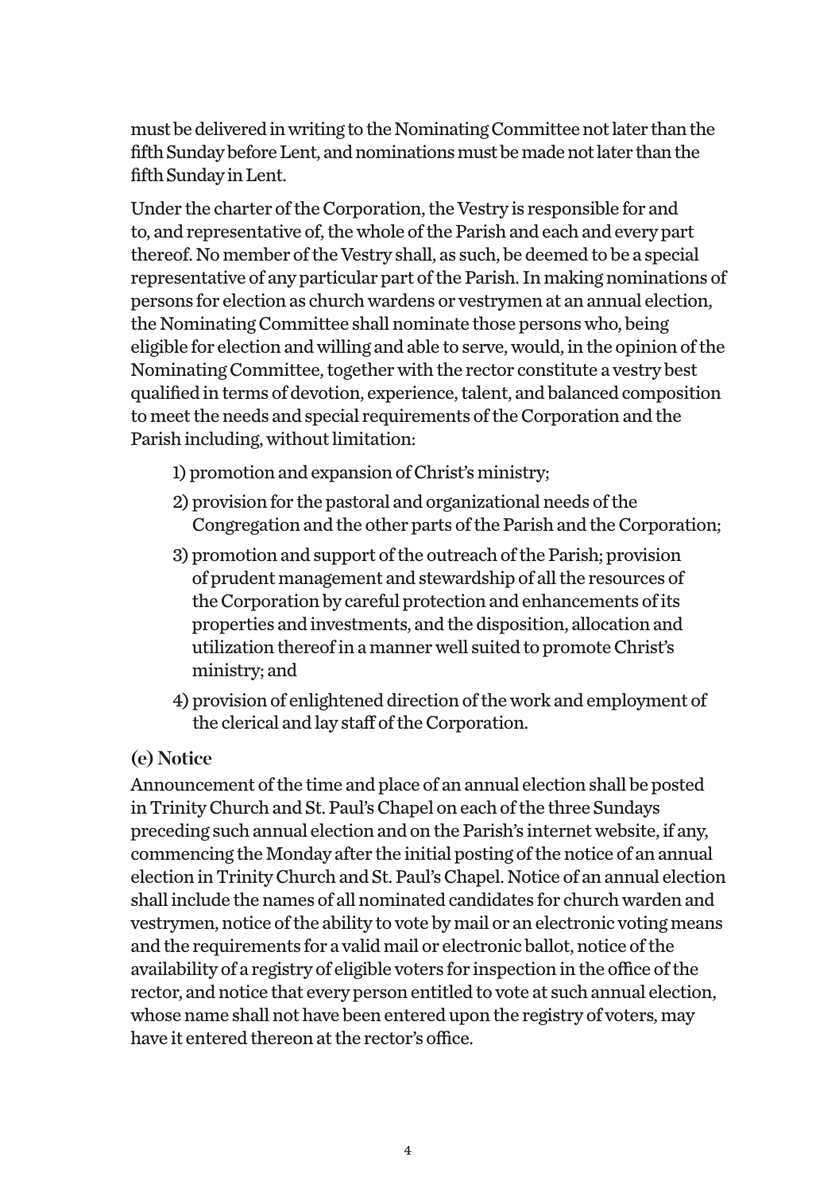must be delivered in writing to the Nominating Committee not later than the fifth Sunday before Lent, and nominations must be made not later than the fifth Sunday in Lent.

Under the charter of the Corporation, the Vestry is responsible for and to, and representative of, the whole of the Parish and each and every part thereof. No member of the Vestry shall, as such, be deemed to be a special representative of any particular part of the Parish. In making nominations of persons for election as church wardens or vestrymen at an annual election, the Nominating Committee shall nominate those persons who, being eligible for election and willing and able to serve, would, in the opinion of the Nominating Committee, together with the rector constitute a vestry best qualified in terms of devotion, experience, talent, and balanced composition to meet the needs and special requirements of the Corporation and the Parish including, without limitation:

1) promotion and expansion of Christ's ministry;
2) provision for the pastoral and organizational needs of the Congregation and the other parts of the Parish and the Corporation;
3) promotion and support of the outreach of the Parish; provision of prudent management and stewardship of all the resources of the Corporation by careful protection and enhancements of its properties and investments, and the disposition, allocation and utilization thereof in a manner well suited to promote Christ's ministry; and
4) provision of enlightened direction of the work and employment of the clerical and lay staff of the Corporation.

### (e) Notice

Announcement of the time and place of an annual election shall be posted in Trinity Church and St. Paul's Chapel on each of the three Sundays preceding such annual election and on the Parish's internet website, if any, commencing the Monday after the initial posting of the notice of an annual election in Trinity Church and St. Paul's Chapel. Notice of an annual election shall include the names of all nominated candidates for church warden and vestrymen, notice of the ability to vote by mail or an electronic voting means and the requirements for a valid mail or electronic ballot, notice of the availability of a registry of eligible voters for inspection in the office of the rector, and notice that every person entitled to vote at such annual election, whose name shall not have been entered upon the registry of voters, may have it entered thereon at the rector's office.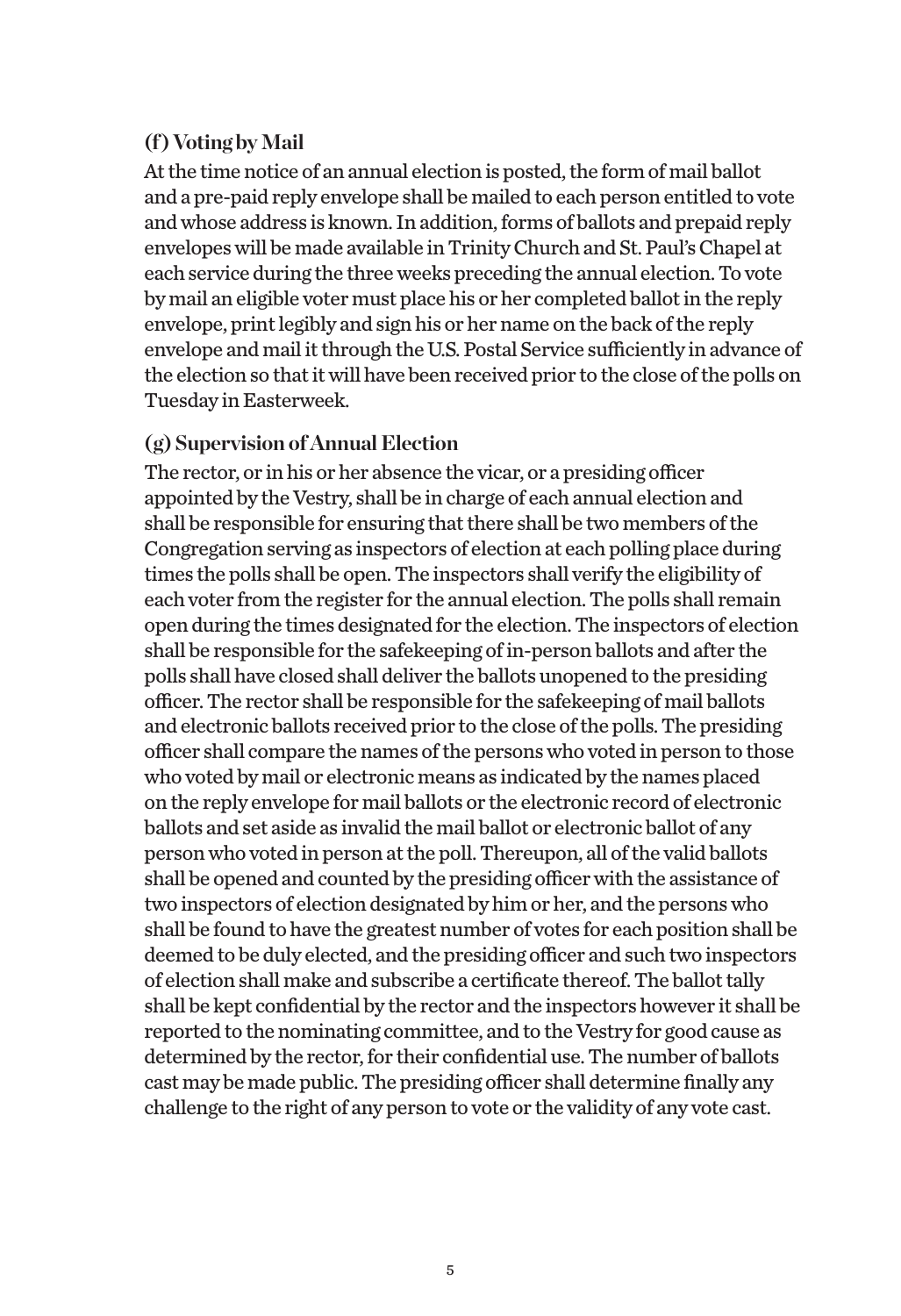### (f) Voting by Mail

At the time notice of an annual election is posted, the form of mail ballot and a pre-paid reply envelope shall be mailed to each person entitled to vote and whose address is known. In addition, forms of ballots and prepaid reply envelopes will be made available in Trinity Church and St. Paul's Chapel at each service during the three weeks preceding the annual election. To vote by mail an eligible voter must place his or her completed ballot in the reply envelope, print legibly and sign his or her name on the back of the reply envelope and mail it through the U.S. Postal Service sufficiently in advance of the election so that it will have been received prior to the close of the polls on Tuesday in Easterweek.

### (g) Supervision of Annual Election

The rector, or in his or her absence the vicar, or a presiding officer appointed by the Vestry, shall be in charge of each annual election and shall be responsible for ensuring that there shall be two members of the Congregation serving as inspectors of election at each polling place during times the polls shall be open. The inspectors shall verify the eligibility of each voter from the register for the annual election. The polls shall remain open during the times designated for the election. The inspectors of election shall be responsible for the safekeeping of in-person ballots and after the polls shall have closed shall deliver the ballots unopened to the presiding officer. The rector shall be responsible for the safekeeping of mail ballots and electronic ballots received prior to the close of the polls. The presiding officer shall compare the names of the persons who voted in person to those who voted by mail or electronic means as indicated by the names placed on the reply envelope for mail ballots or the electronic record of electronic ballots and set aside as invalid the mail ballot or electronic ballot of any person who voted in person at the poll. Thereupon, all of the valid ballots shall be opened and counted by the presiding officer with the assistance of two inspectors of election designated by him or her, and the persons who shall be found to have the greatest number of votes for each position shall be deemed to be duly elected, and the presiding officer and such two inspectors of election shall make and subscribe a certificate thereof. The ballot tally shall be kept confidential by the rector and the inspectors however it shall be reported to the nominating committee, and to the Vestry for good cause as determined by the rector, for their confidential use. The number of ballots cast may be made public. The presiding officer shall determine finally any challenge to the right of any person to vote or the validity of any vote cast.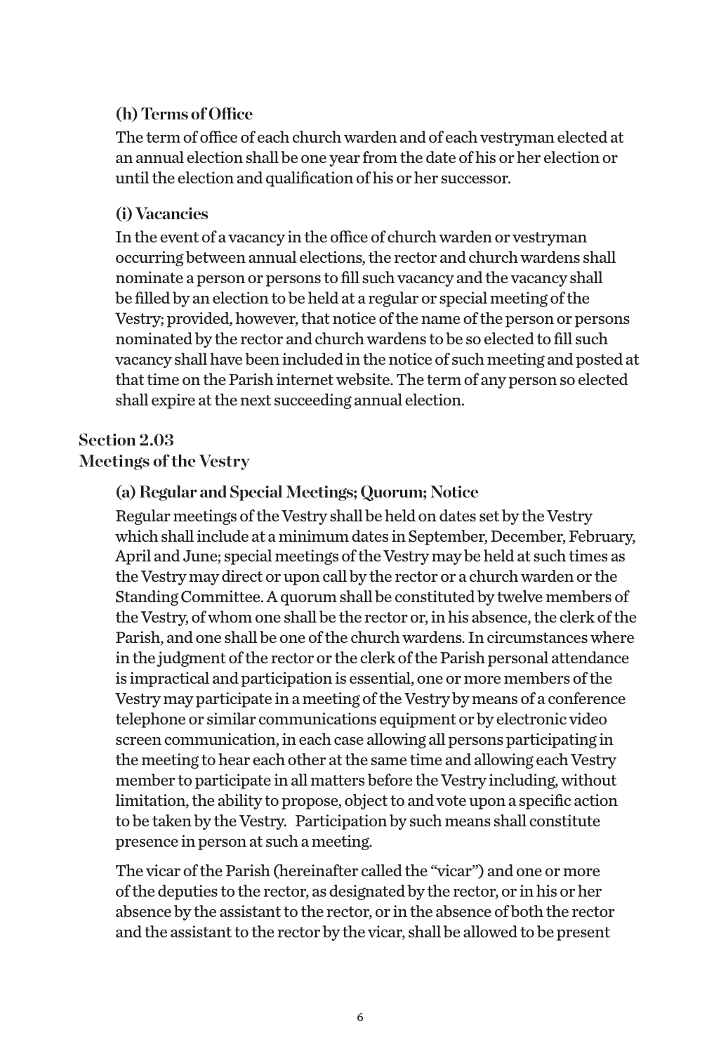### (h) Terms of Office

The term of office of each church warden and of each vestryman elected at an annual election shall be one year from the date of his or her election or until the election and qualification of his or her successor.

### (i) Vacancies

In the event of a vacancy in the office of church warden or vestryman occurring between annual elections, the rector and church wardens shall nominate a person or persons to fill such vacancy and the vacancy shall be filled by an election to be held at a regular or special meeting of the Vestry; provided, however, that notice of the name of the person or persons nominated by the rector and church wardens to be so elected to fill such vacancy shall have been included in the notice of such meeting and posted at that time on the Parish internet website. The term of any person so elected shall expire at the next succeeding annual election.

## Section 2.03
## Meetings of the Vestry

### (a) Regular and Special Meetings; Quorum; Notice

Regular meetings of the Vestry shall be held on dates set by the Vestry which shall include at a minimum dates in September, December, February, April and June; special meetings of the Vestry may be held at such times as the Vestry may direct or upon call by the rector or a church warden or the Standing Committee. A quorum shall be constituted by twelve members of the Vestry, of whom one shall be the rector or, in his absence, the clerk of the Parish, and one shall be one of the church wardens. In circumstances where in the judgment of the rector or the clerk of the Parish personal attendance is impractical and participation is essential, one or more members of the Vestry may participate in a meeting of the Vestry by means of a conference telephone or similar communications equipment or by electronic video screen communication, in each case allowing all persons participating in the meeting to hear each other at the same time and allowing each Vestry member to participate in all matters before the Vestry including, without limitation, the ability to propose, object to and vote upon a specific action to be taken by the Vestry. Participation by such means shall constitute presence in person at such a meeting.

The vicar of the Parish (hereinafter called the "vicar") and one or more of the deputies to the rector, as designated by the rector, or in his or her absence by the assistant to the rector, or in the absence of both the rector and the assistant to the rector by the vicar, shall be allowed to be present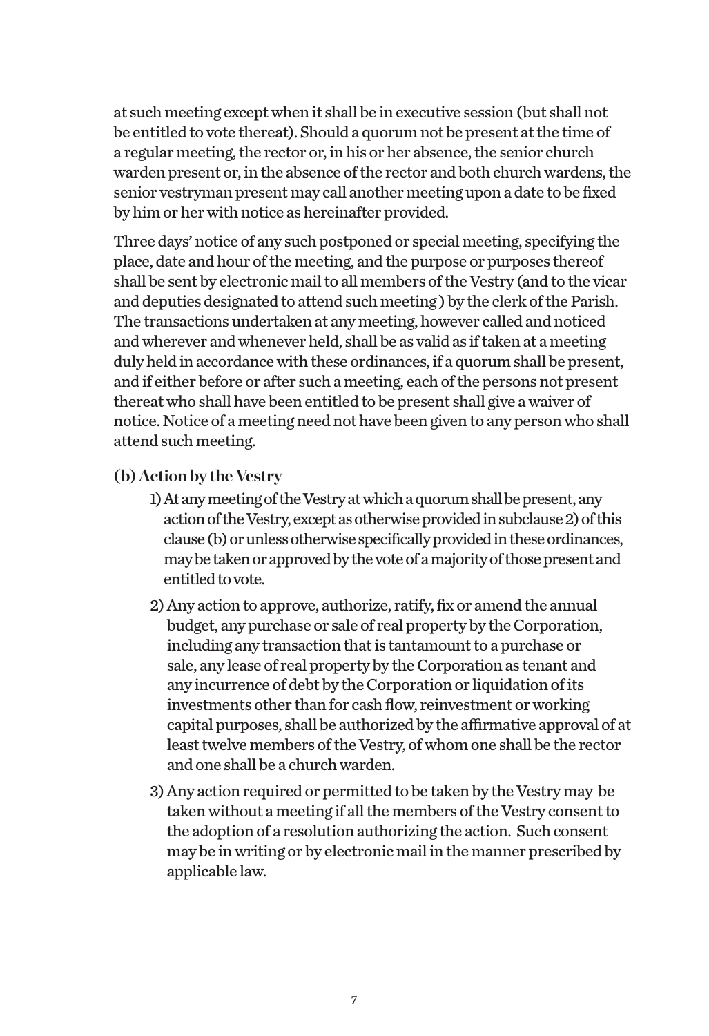at such meeting except when it shall be in executive session (but shall not be entitled to vote thereat). Should a quorum not be present at the time of a regular meeting, the rector or, in his or her absence, the senior church warden present or, in the absence of the rector and both church wardens, the senior vestryman present may call another meeting upon a date to be fixed by him or her with notice as hereinafter provided.

Three days' notice of any such postponed or special meeting, specifying the place, date and hour of the meeting, and the purpose or purposes thereof shall be sent by electronic mail to all members of the Vestry (and to the vicar and deputies designated to attend such meeting ) by the clerk of the Parish. The transactions undertaken at any meeting, however called and noticed and wherever and whenever held, shall be as valid as if taken at a meeting duly held in accordance with these ordinances, if a quorum shall be present, and if either before or after such a meeting, each of the persons not present thereat who shall have been entitled to be present shall give a waiver of notice. Notice of a meeting need not have been given to any person who shall attend such meeting.

**(b) Action by the Vestry**

1) At any meeting of the Vestry at which a quorum shall be present, any action of the Vestry, except as otherwise provided in subclause 2) of this clause (b) or unless otherwise specifically provided in these ordinances, may be taken or approved by the vote of a majority of those present and entitled to vote.

2) Any action to approve, authorize, ratify, fix or amend the annual budget, any purchase or sale of real property by the Corporation, including any transaction that is tantamount to a purchase or sale, any lease of real property by the Corporation as tenant and any incurrence of debt by the Corporation or liquidation of its investments other than for cash flow, reinvestment or working capital purposes, shall be authorized by the affirmative approval of at least twelve members of the Vestry, of whom one shall be the rector and one shall be a church warden.

3) Any action required or permitted to be taken by the Vestry may be taken without a meeting if all the members of the Vestry consent to the adoption of a resolution authorizing the action. Such consent may be in writing or by electronic mail in the manner prescribed by applicable law.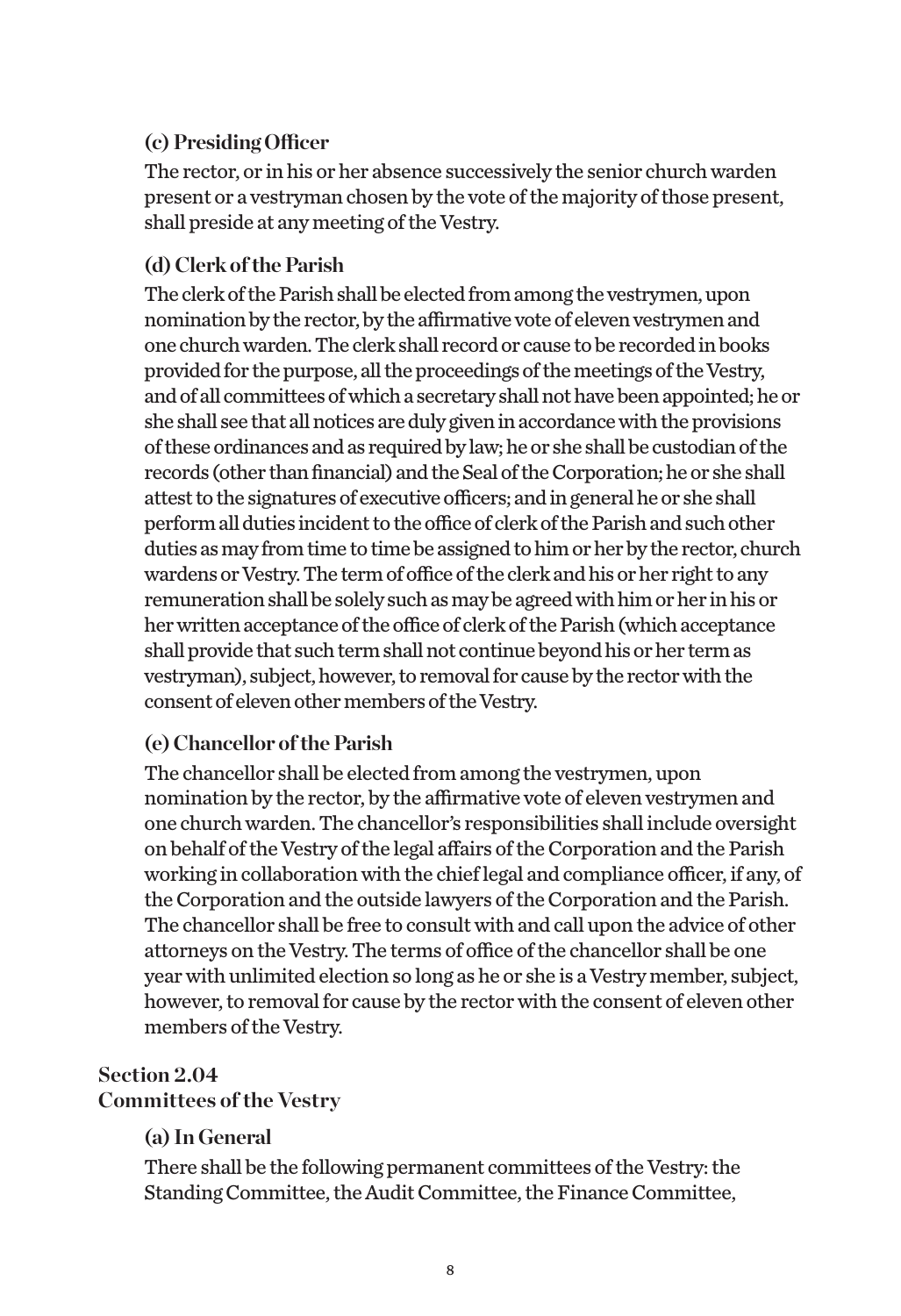#### (c) Presiding Officer

The rector, or in his or her absence successively the senior church warden present or a vestryman chosen by the vote of the majority of those present, shall preside at any meeting of the Vestry.

#### (d) Clerk of the Parish

The clerk of the Parish shall be elected from among the vestrymen, upon nomination by the rector, by the affirmative vote of eleven vestrymen and one church warden. The clerk shall record or cause to be recorded in books provided for the purpose, all the proceedings of the meetings of the Vestry, and of all committees of which a secretary shall not have been appointed; he or she shall see that all notices are duly given in accordance with the provisions of these ordinances and as required by law; he or she shall be custodian of the records (other than financial) and the Seal of the Corporation; he or she shall attest to the signatures of executive officers; and in general he or she shall perform all duties incident to the office of clerk of the Parish and such other duties as may from time to time be assigned to him or her by the rector, church wardens or Vestry. The term of office of the clerk and his or her right to any remuneration shall be solely such as may be agreed with him or her in his or her written acceptance of the office of clerk of the Parish (which acceptance shall provide that such term shall not continue beyond his or her term as vestryman), subject, however, to removal for cause by the rector with the consent of eleven other members of the Vestry.

#### (e) Chancellor of the Parish

The chancellor shall be elected from among the vestrymen, upon nomination by the rector, by the affirmative vote of eleven vestrymen and one church warden. The chancellor's responsibilities shall include oversight on behalf of the Vestry of the legal affairs of the Corporation and the Parish working in collaboration with the chief legal and compliance officer, if any, of the Corporation and the outside lawyers of the Corporation and the Parish. The chancellor shall be free to consult with and call upon the advice of other attorneys on the Vestry. The terms of office of the chancellor shall be one year with unlimited election so long as he or she is a Vestry member, subject, however, to removal for cause by the rector with the consent of eleven other members of the Vestry.

### Section 2.04
### Committees of the Vestry

#### (a) In General

There shall be the following permanent committees of the Vestry: the Standing Committee, the Audit Committee, the Finance Committee,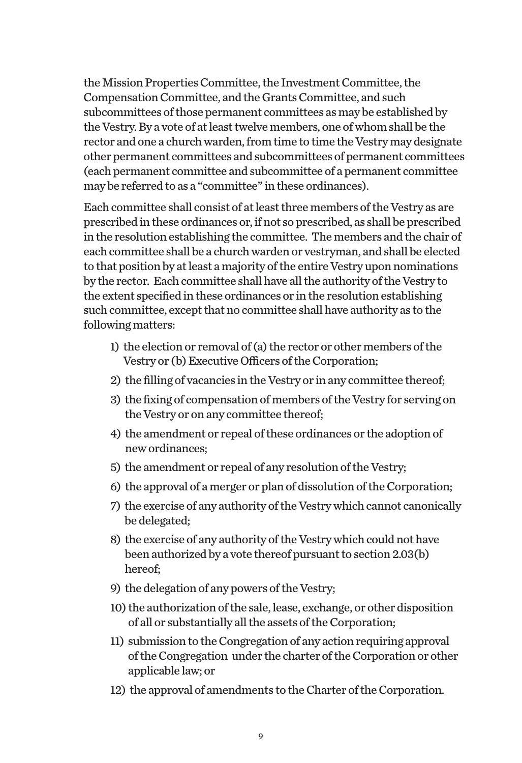the Mission Properties Committee, the Investment Committee, the Compensation Committee, and the Grants Committee, and such subcommittees of those permanent committees as may be established by the Vestry. By a vote of at least twelve members, one of whom shall be the rector and one a church warden, from time to time the Vestry may designate other permanent committees and subcommittees of permanent committees (each permanent committee and subcommittee of a permanent committee may be referred to as a "committee" in these ordinances).

Each committee shall consist of at least three members of the Vestry as are prescribed in these ordinances or, if not so prescribed, as shall be prescribed in the resolution establishing the committee. The members and the chair of each committee shall be a church warden or vestryman, and shall be elected to that position by at least a majority of the entire Vestry upon nominations by the rector. Each committee shall have all the authority of the Vestry to the extent specified in these ordinances or in the resolution establishing such committee, except that no committee shall have authority as to the following matters:

1) the election or removal of (a) the rector or other members of the Vestry or (b) Executive Officers of the Corporation;
2) the filling of vacancies in the Vestry or in any committee thereof;
3) the fixing of compensation of members of the Vestry for serving on the Vestry or on any committee thereof;
4) the amendment or repeal of these ordinances or the adoption of new ordinances;
5) the amendment or repeal of any resolution of the Vestry;
6) the approval of a merger or plan of dissolution of the Corporation;
7) the exercise of any authority of the Vestry which cannot canonically be delegated;
8) the exercise of any authority of the Vestry which could not have been authorized by a vote thereof pursuant to section 2.03(b) hereof;
9) the delegation of any powers of the Vestry;
10) the authorization of the sale, lease, exchange, or other disposition of all or substantially all the assets of the Corporation;
11) submission to the Congregation of any action requiring approval of the Congregation under the charter of the Corporation or other applicable law; or
12) the approval of amendments to the Charter of the Corporation.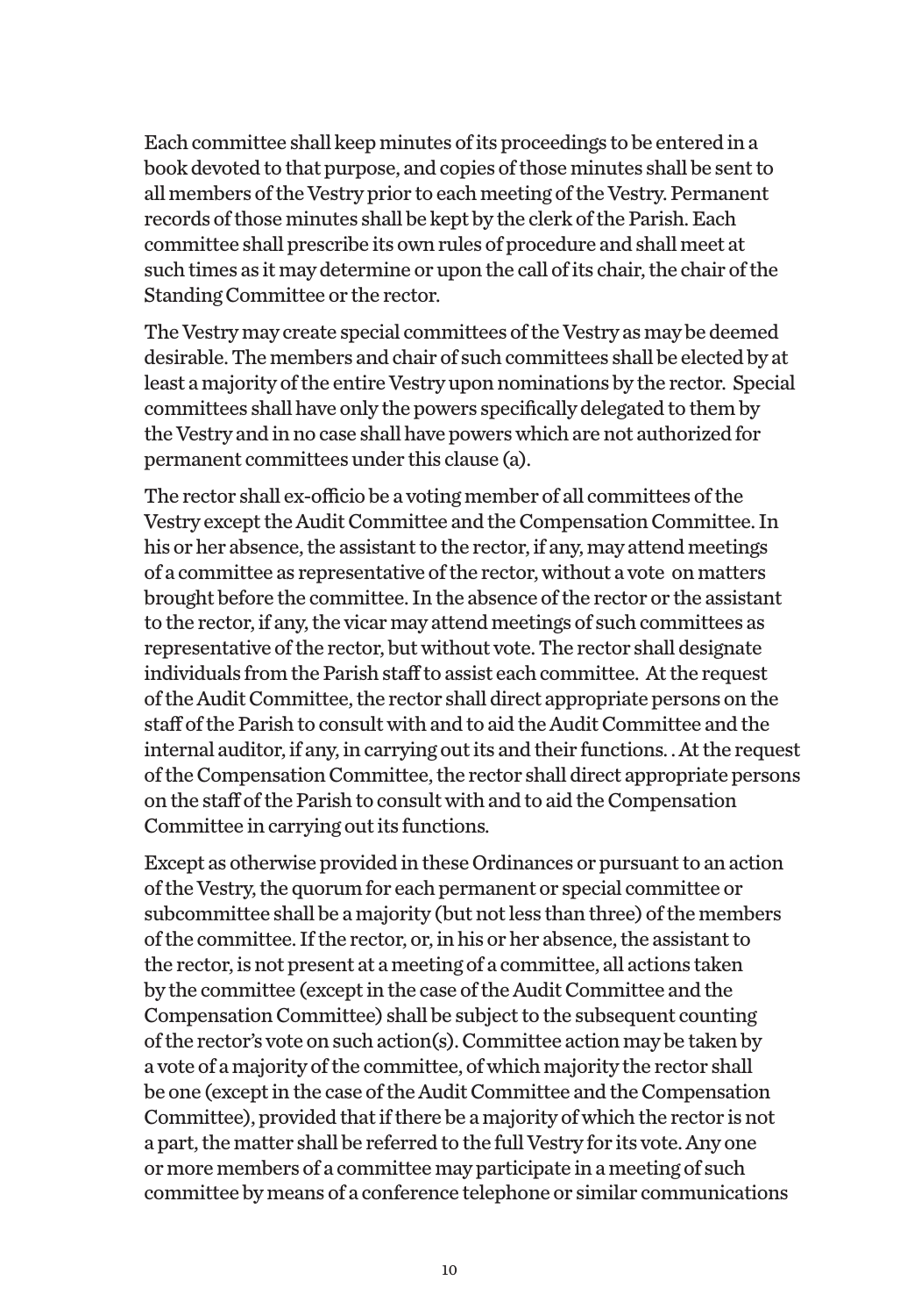Each committee shall keep minutes of its proceedings to be entered in a book devoted to that purpose, and copies of those minutes shall be sent to all members of the Vestry prior to each meeting of the Vestry. Permanent records of those minutes shall be kept by the clerk of the Parish. Each committee shall prescribe its own rules of procedure and shall meet at such times as it may determine or upon the call of its chair, the chair of the Standing Committee or the rector.

The Vestry may create special committees of the Vestry as may be deemed desirable. The members and chair of such committees shall be elected by at least a majority of the entire Vestry upon nominations by the rector. Special committees shall have only the powers specifically delegated to them by the Vestry and in no case shall have powers which are not authorized for permanent committees under this clause (a).

The rector shall ex-officio be a voting member of all committees of the Vestry except the Audit Committee and the Compensation Committee. In his or her absence, the assistant to the rector, if any, may attend meetings of a committee as representative of the rector, without a vote on matters brought before the committee. In the absence of the rector or the assistant to the rector, if any, the vicar may attend meetings of such committees as representative of the rector, but without vote. The rector shall designate individuals from the Parish staff to assist each committee. At the request of the Audit Committee, the rector shall direct appropriate persons on the staff of the Parish to consult with and to aid the Audit Committee and the internal auditor, if any, in carrying out its and their functions. . At the request of the Compensation Committee, the rector shall direct appropriate persons on the staff of the Parish to consult with and to aid the Compensation Committee in carrying out its functions.

Except as otherwise provided in these Ordinances or pursuant to an action of the Vestry, the quorum for each permanent or special committee or subcommittee shall be a majority (but not less than three) of the members of the committee. If the rector, or, in his or her absence, the assistant to the rector, is not present at a meeting of a committee, all actions taken by the committee (except in the case of the Audit Committee and the Compensation Committee) shall be subject to the subsequent counting of the rector's vote on such action(s). Committee action may be taken by a vote of a majority of the committee, of which majority the rector shall be one (except in the case of the Audit Committee and the Compensation Committee), provided that if there be a majority of which the rector is not a part, the matter shall be referred to the full Vestry for its vote. Any one or more members of a committee may participate in a meeting of such committee by means of a conference telephone or similar communications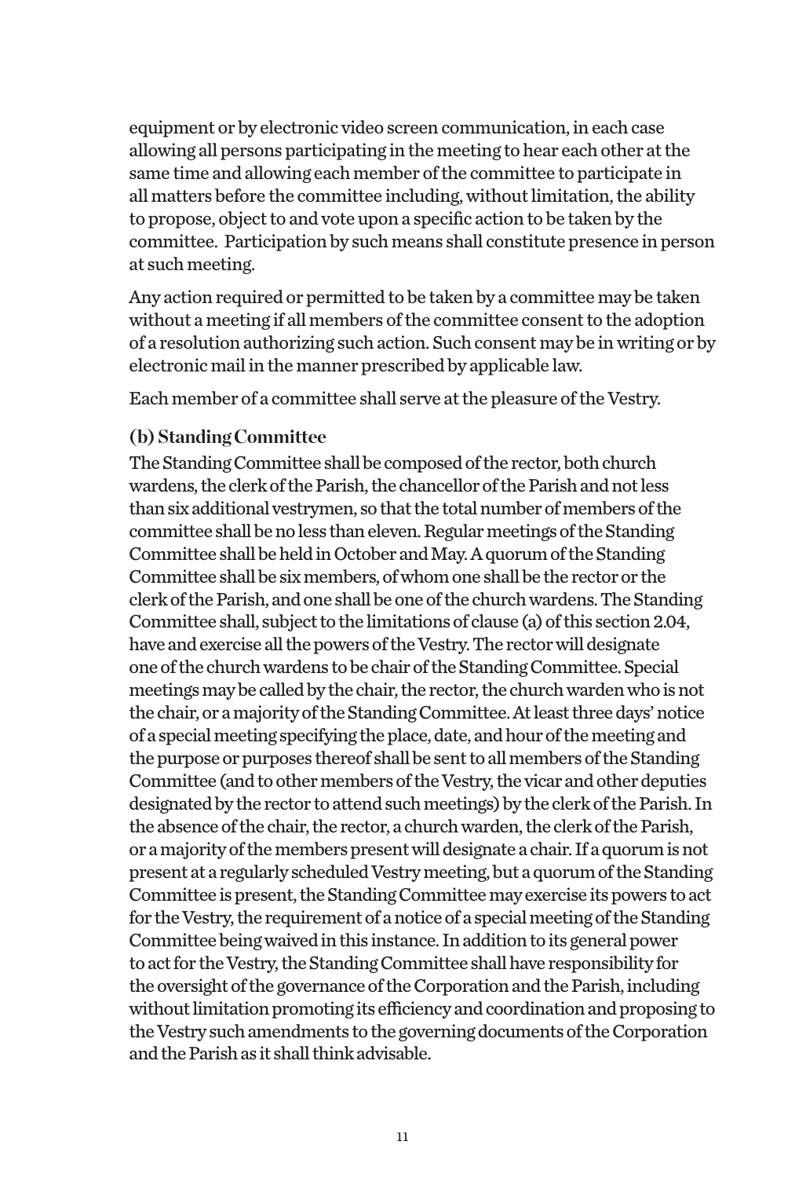equipment or by electronic video screen communication, in each case allowing all persons participating in the meeting to hear each other at the same time and allowing each member of the committee to participate in all matters before the committee including, without limitation, the ability to propose, object to and vote upon a specific action to be taken by the committee. Participation by such means shall constitute presence in person at such meeting.

Any action required or permitted to be taken by a committee may be taken without a meeting if all members of the committee consent to the adoption of a resolution authorizing such action. Such consent may be in writing or by electronic mail in the manner prescribed by applicable law.

Each member of a committee shall serve at the pleasure of the Vestry.

### (b) Standing Committee

The Standing Committee shall be composed of the rector, both church wardens, the clerk of the Parish, the chancellor of the Parish and not less than six additional vestrymen, so that the total number of members of the committee shall be no less than eleven. Regular meetings of the Standing Committee shall be held in October and May. A quorum of the Standing Committee shall be six members, of whom one shall be the rector or the clerk of the Parish, and one shall be one of the church wardens. The Standing Committee shall, subject to the limitations of clause (a) of this section 2.04, have and exercise all the powers of the Vestry. The rector will designate one of the church wardens to be chair of the Standing Committee. Special meetings may be called by the chair, the rector, the church warden who is not the chair, or a majority of the Standing Committee. At least three days' notice of a special meeting specifying the place, date, and hour of the meeting and the purpose or purposes thereof shall be sent to all members of the Standing Committee (and to other members of the Vestry, the vicar and other deputies designated by the rector to attend such meetings) by the clerk of the Parish. In the absence of the chair, the rector, a church warden, the clerk of the Parish, or a majority of the members present will designate a chair. If a quorum is not present at a regularly scheduled Vestry meeting, but a quorum of the Standing Committee is present, the Standing Committee may exercise its powers to act for the Vestry, the requirement of a notice of a special meeting of the Standing Committee being waived in this instance. In addition to its general power to act for the Vestry, the Standing Committee shall have responsibility for the oversight of the governance of the Corporation and the Parish, including without limitation promoting its efficiency and coordination and proposing to the Vestry such amendments to the governing documents of the Corporation and the Parish as it shall think advisable.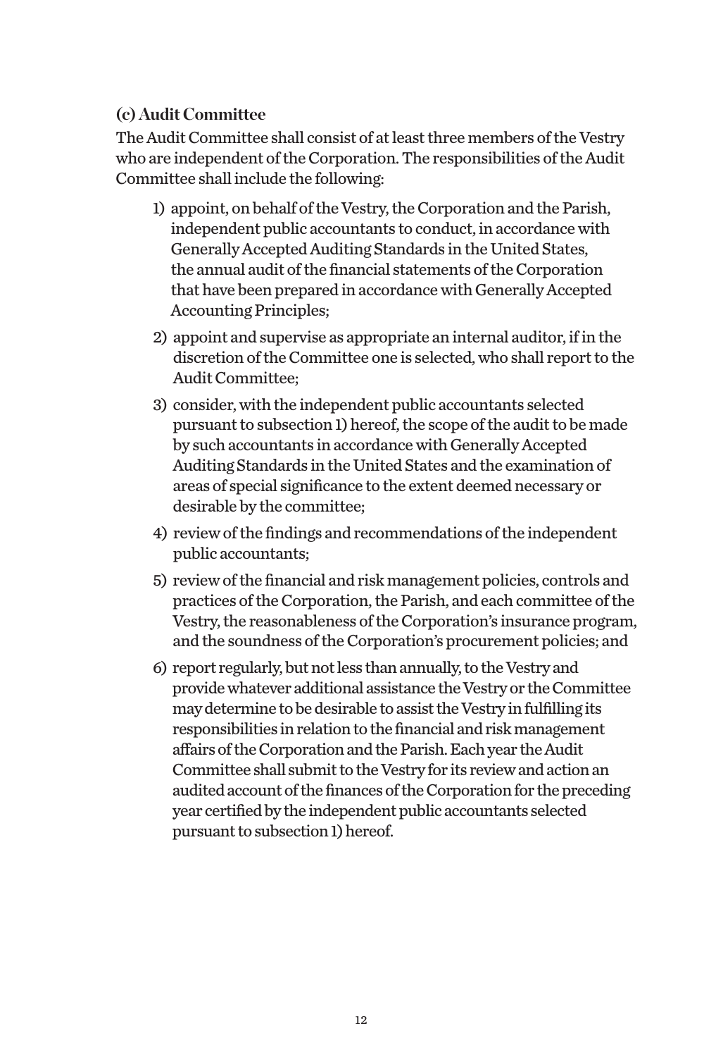### (c) Audit Committee

The Audit Committee shall consist of at least three members of the Vestry who are independent of the Corporation. The responsibilities of the Audit Committee shall include the following:

1) appoint, on behalf of the Vestry, the Corporation and the Parish, independent public accountants to conduct, in accordance with Generally Accepted Auditing Standards in the United States, the annual audit of the financial statements of the Corporation that have been prepared in accordance with Generally Accepted Accounting Principles;

2) appoint and supervise as appropriate an internal auditor, if in the discretion of the Committee one is selected, who shall report to the Audit Committee;

3) consider, with the independent public accountants selected pursuant to subsection 1) hereof, the scope of the audit to be made by such accountants in accordance with Generally Accepted Auditing Standards in the United States and the examination of areas of special significance to the extent deemed necessary or desirable by the committee;

4) review of the findings and recommendations of the independent public accountants;

5) review of the financial and risk management policies, controls and practices of the Corporation, the Parish, and each committee of the Vestry, the reasonableness of the Corporation's insurance program, and the soundness of the Corporation's procurement policies; and

6) report regularly, but not less than annually, to the Vestry and provide whatever additional assistance the Vestry or the Committee may determine to be desirable to assist the Vestry in fulfilling its responsibilities in relation to the financial and risk management affairs of the Corporation and the Parish. Each year the Audit Committee shall submit to the Vestry for its review and action an audited account of the finances of the Corporation for the preceding year certified by the independent public accountants selected pursuant to subsection 1) hereof.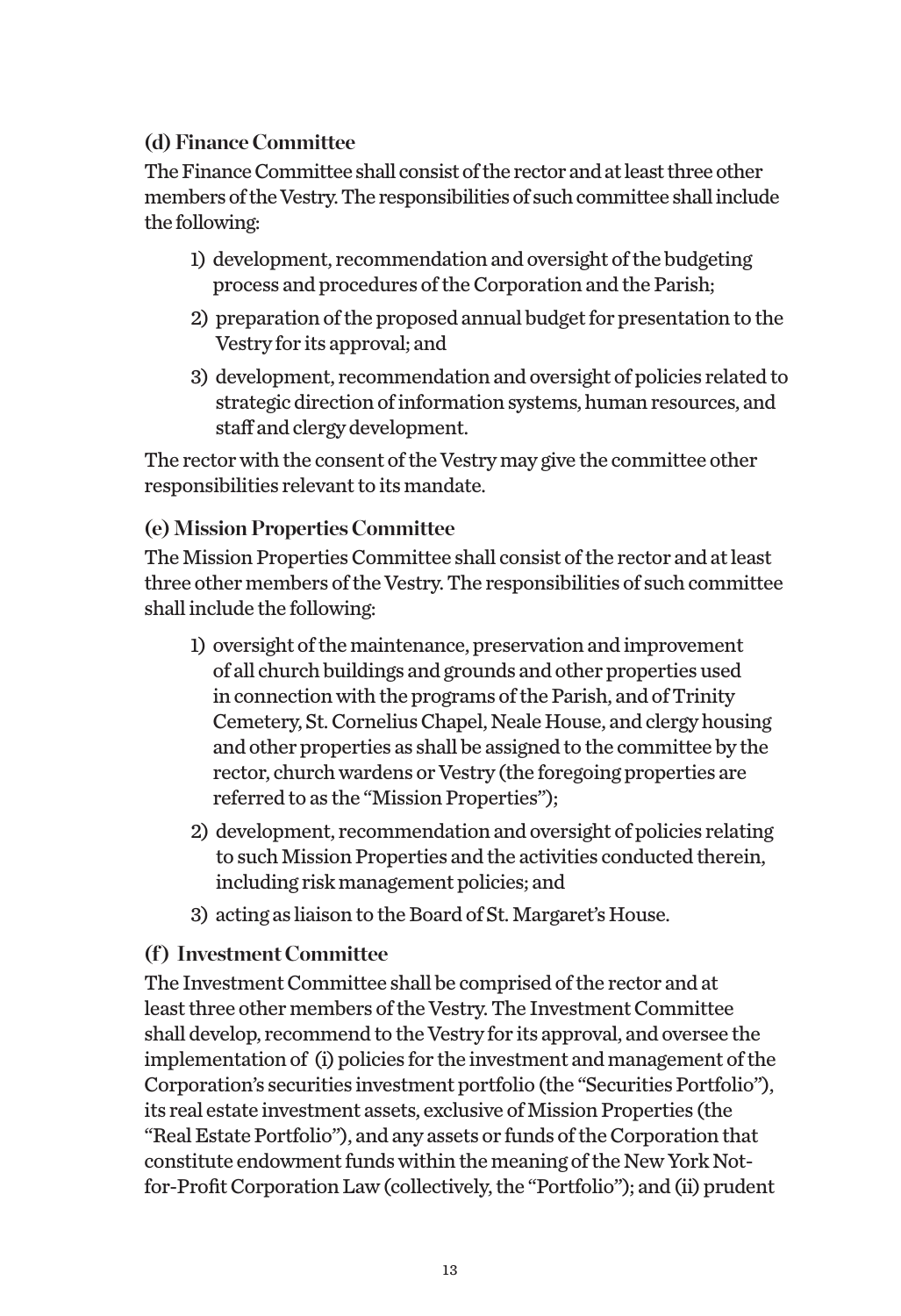### (d) Finance Committee

The Finance Committee shall consist of the rector and at least three other members of the Vestry. The responsibilities of such committee shall include the following:

1) development, recommendation and oversight of the budgeting process and procedures of the Corporation and the Parish;
2) preparation of the proposed annual budget for presentation to the Vestry for its approval; and
3) development, recommendation and oversight of policies related to strategic direction of information systems, human resources, and staff and clergy development.

The rector with the consent of the Vestry may give the committee other responsibilities relevant to its mandate.

### (e) Mission Properties Committee

The Mission Properties Committee shall consist of the rector and at least three other members of the Vestry. The responsibilities of such committee shall include the following:

1) oversight of the maintenance, preservation and improvement of all church buildings and grounds and other properties used in connection with the programs of the Parish, and of Trinity Cemetery, St. Cornelius Chapel, Neale House, and clergy housing and other properties as shall be assigned to the committee by the rector, church wardens or Vestry (the foregoing properties are referred to as the "Mission Properties");
2) development, recommendation and oversight of policies relating to such Mission Properties and the activities conducted therein, including risk management policies; and
3) acting as liaison to the Board of St. Margaret's House.

### (f) Investment Committee

The Investment Committee shall be comprised of the rector and at least three other members of the Vestry. The Investment Committee shall develop, recommend to the Vestry for its approval, and oversee the implementation of (i) policies for the investment and management of the Corporation's securities investment portfolio (the "Securities Portfolio"), its real estate investment assets, exclusive of Mission Properties (the "Real Estate Portfolio"), and any assets or funds of the Corporation that constitute endowment funds within the meaning of the New York Not-for-Profit Corporation Law (collectively, the "Portfolio"); and (ii) prudent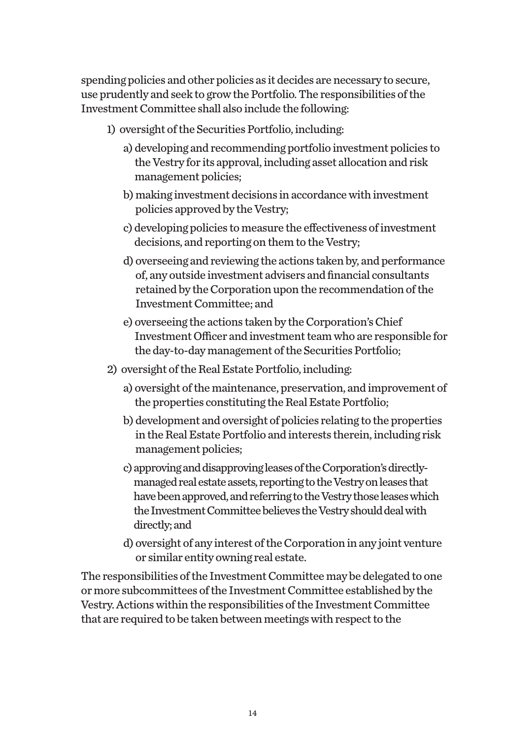spending policies and other policies as it decides are necessary to secure, use prudently and seek to grow the Portfolio. The responsibilities of the Investment Committee shall also include the following:

1) oversight of the Securities Portfolio, including:

    a) developing and recommending portfolio investment policies to the Vestry for its approval, including asset allocation and risk management policies;

    b) making investment decisions in accordance with investment policies approved by the Vestry;

    c) developing policies to measure the effectiveness of investment decisions, and reporting on them to the Vestry;

    d) overseeing and reviewing the actions taken by, and performance of, any outside investment advisers and financial consultants retained by the Corporation upon the recommendation of the Investment Committee; and

    e) overseeing the actions taken by the Corporation's Chief Investment Officer and investment team who are responsible for the day-to-day management of the Securities Portfolio;

2) oversight of the Real Estate Portfolio, including:

    a) oversight of the maintenance, preservation, and improvement of the properties constituting the Real Estate Portfolio;

    b) development and oversight of policies relating to the properties in the Real Estate Portfolio and interests therein, including risk management policies;

    c) approving and disapproving leases of the Corporation's directly-managed real estate assets, reporting to the Vestry on leases that have been approved, and referring to the Vestry those leases which the Investment Committee believes the Vestry should deal with directly; and

    d) oversight of any interest of the Corporation in any joint venture or similar entity owning real estate.

The responsibilities of the Investment Committee may be delegated to one or more subcommittees of the Investment Committee established by the Vestry. Actions within the responsibilities of the Investment Committee that are required to be taken between meetings with respect to the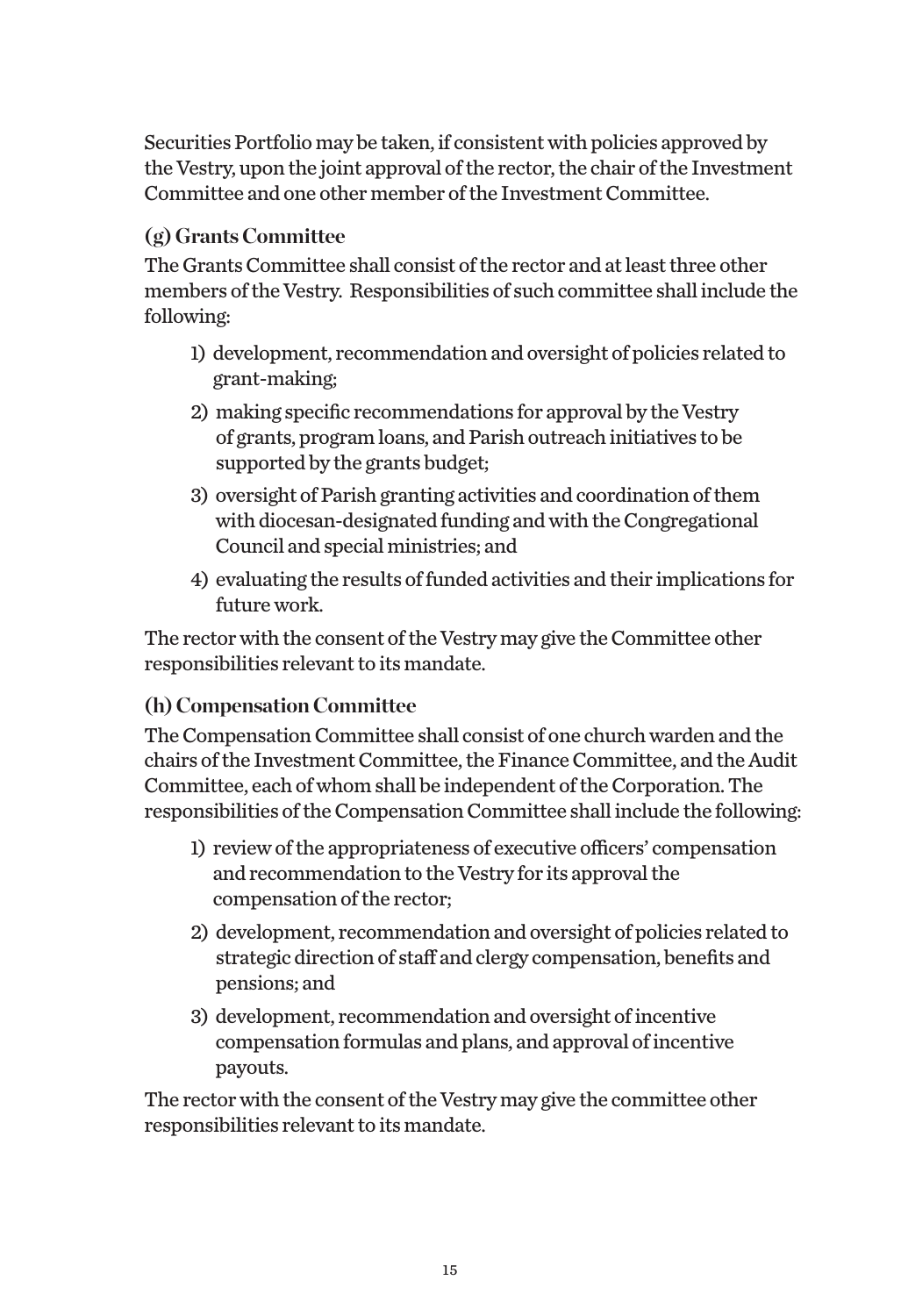Securities Portfolio may be taken, if consistent with policies approved by the Vestry, upon the joint approval of the rector, the chair of the Investment Committee and one other member of the Investment Committee.

### (g) Grants Committee

The Grants Committee shall consist of the rector and at least three other members of the Vestry. Responsibilities of such committee shall include the following:

1) development, recommendation and oversight of policies related to grant-making;
2) making specific recommendations for approval by the Vestry of grants, program loans, and Parish outreach initiatives to be supported by the grants budget;
3) oversight of Parish granting activities and coordination of them with diocesan-designated funding and with the Congregational Council and special ministries; and
4) evaluating the results of funded activities and their implications for future work.

The rector with the consent of the Vestry may give the Committee other responsibilities relevant to its mandate.

### (h) Compensation Committee

The Compensation Committee shall consist of one church warden and the chairs of the Investment Committee, the Finance Committee, and the Audit Committee, each of whom shall be independent of the Corporation. The responsibilities of the Compensation Committee shall include the following:

1) review of the appropriateness of executive officers' compensation and recommendation to the Vestry for its approval the compensation of the rector;
2) development, recommendation and oversight of policies related to strategic direction of staff and clergy compensation, benefits and pensions; and
3) development, recommendation and oversight of incentive compensation formulas and plans, and approval of incentive payouts.

The rector with the consent of the Vestry may give the committee other responsibilities relevant to its mandate.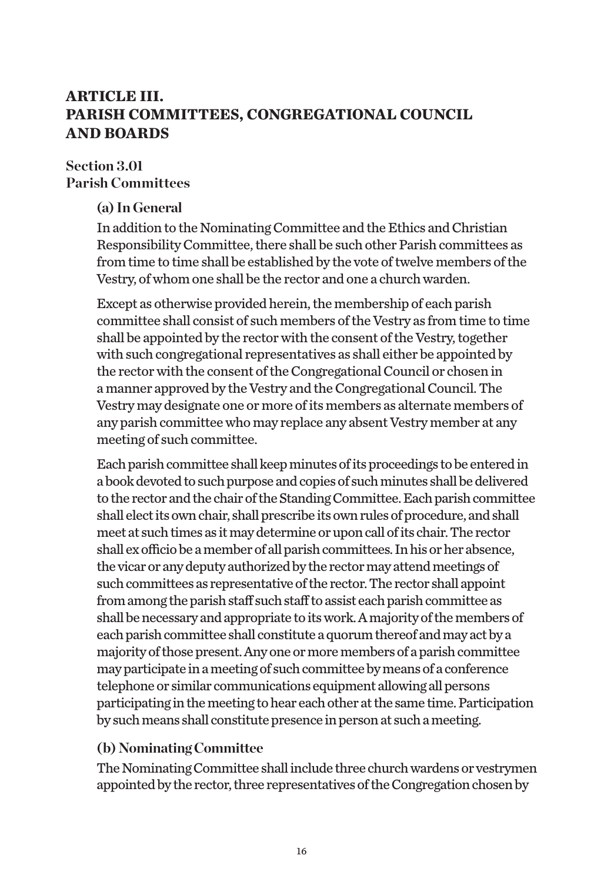## ARTICLE III.
## PARISH COMMITTEES, CONGREGATIONAL COUNCIL AND BOARDS

### Section 3.01
### Parish Committees

#### (a) In General

In addition to the Nominating Committee and the Ethics and Christian Responsibility Committee, there shall be such other Parish committees as from time to time shall be established by the vote of twelve members of the Vestry, of whom one shall be the rector and one a church warden.

Except as otherwise provided herein, the membership of each parish committee shall consist of such members of the Vestry as from time to time shall be appointed by the rector with the consent of the Vestry, together with such congregational representatives as shall either be appointed by the rector with the consent of the Congregational Council or chosen in a manner approved by the Vestry and the Congregational Council. The Vestry may designate one or more of its members as alternate members of any parish committee who may replace any absent Vestry member at any meeting of such committee.

Each parish committee shall keep minutes of its proceedings to be entered in a book devoted to such purpose and copies of such minutes shall be delivered to the rector and the chair of the Standing Committee. Each parish committee shall elect its own chair, shall prescribe its own rules of procedure, and shall meet at such times as it may determine or upon call of its chair. The rector shall ex officio be a member of all parish committees. In his or her absence, the vicar or any deputy authorized by the rector may attend meetings of such committees as representative of the rector. The rector shall appoint from among the parish staff such staff to assist each parish committee as shall be necessary and appropriate to its work. A majority of the members of each parish committee shall constitute a quorum thereof and may act by a majority of those present. Any one or more members of a parish committee may participate in a meeting of such committee by means of a conference telephone or similar communications equipment allowing all persons participating in the meeting to hear each other at the same time. Participation by such means shall constitute presence in person at such a meeting.

#### (b) Nominating Committee

The Nominating Committee shall include three church wardens or vestrymen appointed by the rector, three representatives of the Congregation chosen by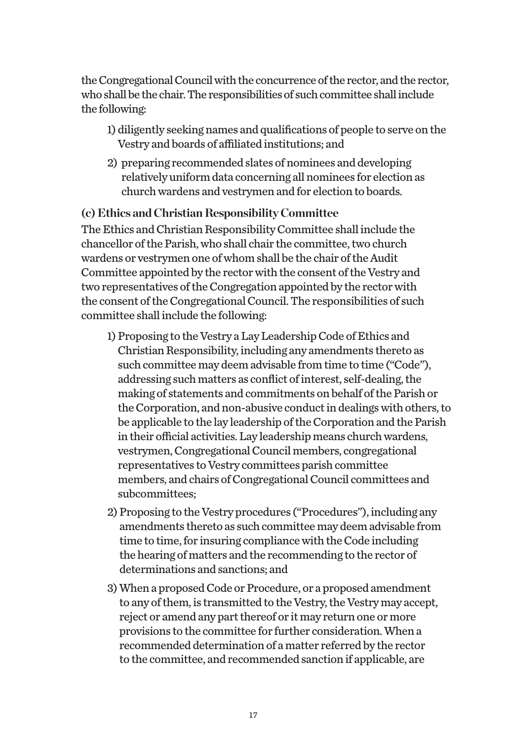the Congregational Council with the concurrence of the rector, and the rector, who shall be the chair. The responsibilities of such committee shall include the following:

1) diligently seeking names and qualifications of people to serve on the Vestry and boards of affiliated institutions; and
2) preparing recommended slates of nominees and developing relatively uniform data concerning all nominees for election as church wardens and vestrymen and for election to boards.

**(c) Ethics and Christian Responsibility Committee**

The Ethics and Christian Responsibility Committee shall include the chancellor of the Parish, who shall chair the committee, two church wardens or vestrymen one of whom shall be the chair of the Audit Committee appointed by the rector with the consent of the Vestry and two representatives of the Congregation appointed by the rector with the consent of the Congregational Council. The responsibilities of such committee shall include the following:

1) Proposing to the Vestry a Lay Leadership Code of Ethics and Christian Responsibility, including any amendments thereto as such committee may deem advisable from time to time ("Code"), addressing such matters as conflict of interest, self-dealing, the making of statements and commitments on behalf of the Parish or the Corporation, and non-abusive conduct in dealings with others, to be applicable to the lay leadership of the Corporation and the Parish in their official activities. Lay leadership means church wardens, vestrymen, Congregational Council members, congregational representatives to Vestry committees parish committee members, and chairs of Congregational Council committees and subcommittees;
2) Proposing to the Vestry procedures ("Procedures"), including any amendments thereto as such committee may deem advisable from time to time, for insuring compliance with the Code including the hearing of matters and the recommending to the rector of determinations and sanctions; and
3) When a proposed Code or Procedure, or a proposed amendment to any of them, is transmitted to the Vestry, the Vestry may accept, reject or amend any part thereof or it may return one or more provisions to the committee for further consideration. When a recommended determination of a matter referred by the rector to the committee, and recommended sanction if applicable, are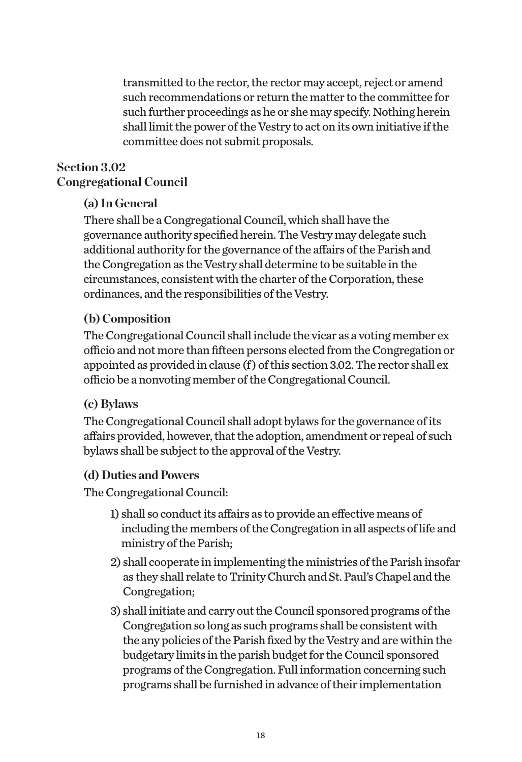transmitted to the rector, the rector may accept, reject or amend such recommendations or return the matter to the committee for such further proceedings as he or she may specify. Nothing herein shall limit the power of the Vestry to act on its own initiative if the committee does not submit proposals.

## Section 3.02
## Congregational Council

### (a) In General

There shall be a Congregational Council, which shall have the governance authority specified herein. The Vestry may delegate such additional authority for the governance of the affairs of the Parish and the Congregation as the Vestry shall determine to be suitable in the circumstances, consistent with the charter of the Corporation, these ordinances, and the responsibilities of the Vestry.

### (b) Composition

The Congregational Council shall include the vicar as a voting member ex officio and not more than fifteen persons elected from the Congregation or appointed as provided in clause (f) of this section 3.02. The rector shall ex officio be a nonvoting member of the Congregational Council.

### (c) Bylaws

The Congregational Council shall adopt bylaws for the governance of its affairs provided, however, that the adoption, amendment or repeal of such bylaws shall be subject to the approval of the Vestry.

### (d) Duties and Powers

The Congregational Council:

1) shall so conduct its affairs as to provide an effective means of including the members of the Congregation in all aspects of life and ministry of the Parish;
2) shall cooperate in implementing the ministries of the Parish insofar as they shall relate to Trinity Church and St. Paul's Chapel and the Congregation;
3) shall initiate and carry out the Council sponsored programs of the Congregation so long as such programs shall be consistent with the any policies of the Parish fixed by the Vestry and are within the budgetary limits in the parish budget for the Council sponsored programs of the Congregation. Full information concerning such programs shall be furnished in advance of their implementation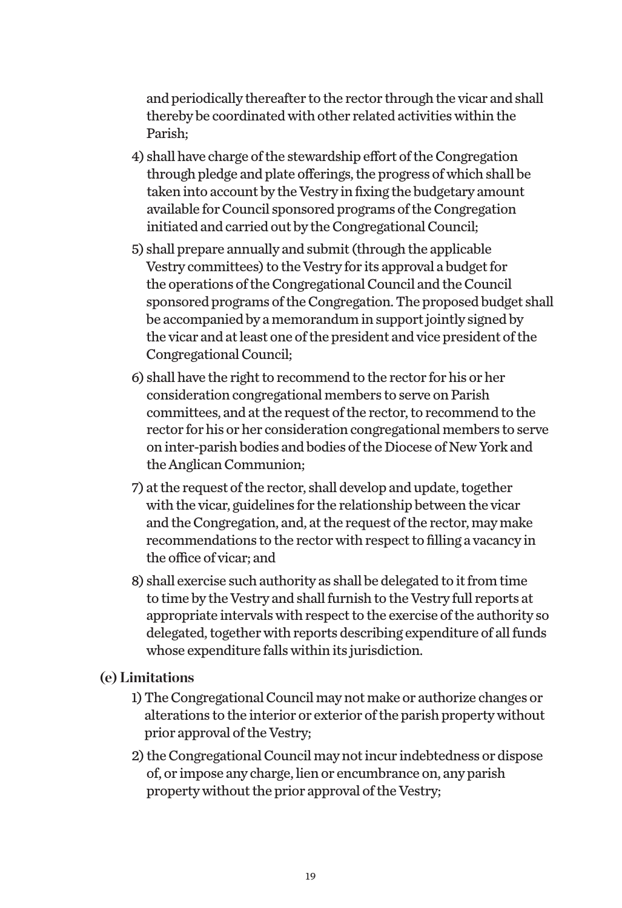and periodically thereafter to the rector through the vicar and shall thereby be coordinated with other related activities within the Parish;

4) shall have charge of the stewardship effort of the Congregation through pledge and plate offerings, the progress of which shall be taken into account by the Vestry in fixing the budgetary amount available for Council sponsored programs of the Congregation initiated and carried out by the Congregational Council;

5) shall prepare annually and submit (through the applicable Vestry committees) to the Vestry for its approval a budget for the operations of the Congregational Council and the Council sponsored programs of the Congregation. The proposed budget shall be accompanied by a memorandum in support jointly signed by the vicar and at least one of the president and vice president of the Congregational Council;

6) shall have the right to recommend to the rector for his or her consideration congregational members to serve on Parish committees, and at the request of the rector, to recommend to the rector for his or her consideration congregational members to serve on inter-parish bodies and bodies of the Diocese of New York and the Anglican Communion;

7) at the request of the rector, shall develop and update, together with the vicar, guidelines for the relationship between the vicar and the Congregation, and, at the request of the rector, may make recommendations to the rector with respect to filling a vacancy in the office of vicar; and

8) shall exercise such authority as shall be delegated to it from time to time by the Vestry and shall furnish to the Vestry full reports at appropriate intervals with respect to the exercise of the authority so delegated, together with reports describing expenditure of all funds whose expenditure falls within its jurisdiction.

**(e) Limitations**

1) The Congregational Council may not make or authorize changes or alterations to the interior or exterior of the parish property without prior approval of the Vestry;

2) the Congregational Council may not incur indebtedness or dispose of, or impose any charge, lien or encumbrance on, any parish property without the prior approval of the Vestry;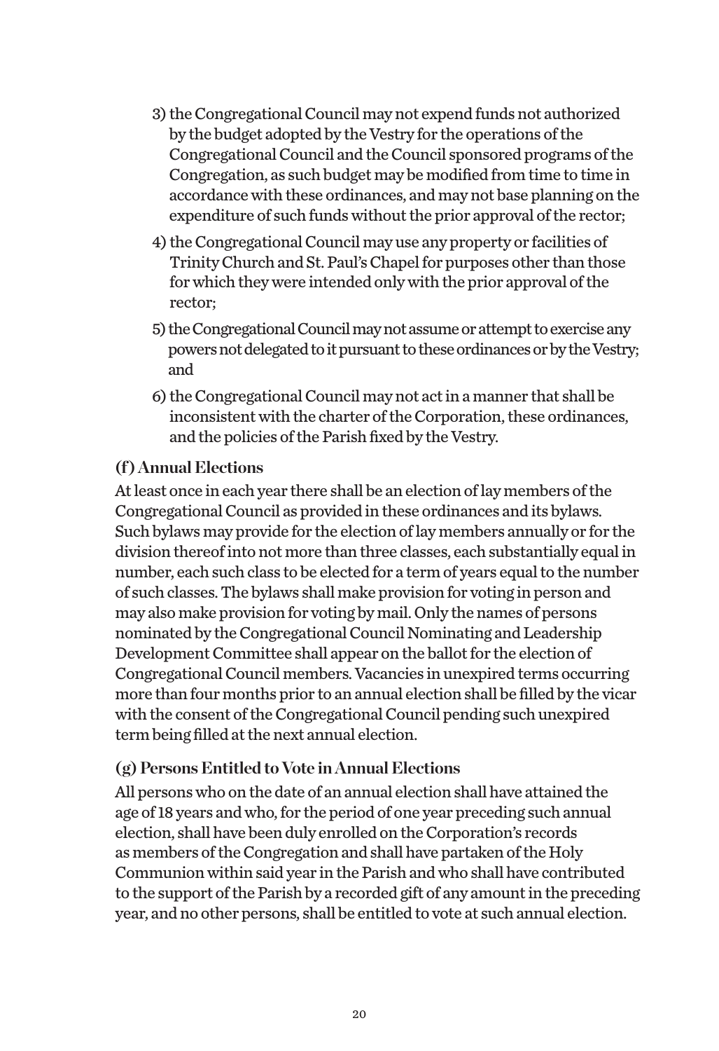3) the Congregational Council may not expend funds not authorized by the budget adopted by the Vestry for the operations of the Congregational Council and the Council sponsored programs of the Congregation, as such budget may be modified from time to time in accordance with these ordinances, and may not base planning on the expenditure of such funds without the prior approval of the rector;

4) the Congregational Council may use any property or facilities of Trinity Church and St. Paul's Chapel for purposes other than those for which they were intended only with the prior approval of the rector;

5) the Congregational Council may not assume or attempt to exercise any powers not delegated to it pursuant to these ordinances or by the Vestry; and

6) the Congregational Council may not act in a manner that shall be inconsistent with the charter of the Corporation, these ordinances, and the policies of the Parish fixed by the Vestry.

### (f) Annual Elections

At least once in each year there shall be an election of lay members of the Congregational Council as provided in these ordinances and its bylaws. Such bylaws may provide for the election of lay members annually or for the division thereof into not more than three classes, each substantially equal in number, each such class to be elected for a term of years equal to the number of such classes. The bylaws shall make provision for voting in person and may also make provision for voting by mail. Only the names of persons nominated by the Congregational Council Nominating and Leadership Development Committee shall appear on the ballot for the election of Congregational Council members. Vacancies in unexpired terms occurring more than four months prior to an annual election shall be filled by the vicar with the consent of the Congregational Council pending such unexpired term being filled at the next annual election.

### (g) Persons Entitled to Vote in Annual Elections

All persons who on the date of an annual election shall have attained the age of 18 years and who, for the period of one year preceding such annual election, shall have been duly enrolled on the Corporation's records as members of the Congregation and shall have partaken of the Holy Communion within said year in the Parish and who shall have contributed to the support of the Parish by a recorded gift of any amount in the preceding year, and no other persons, shall be entitled to vote at such annual election.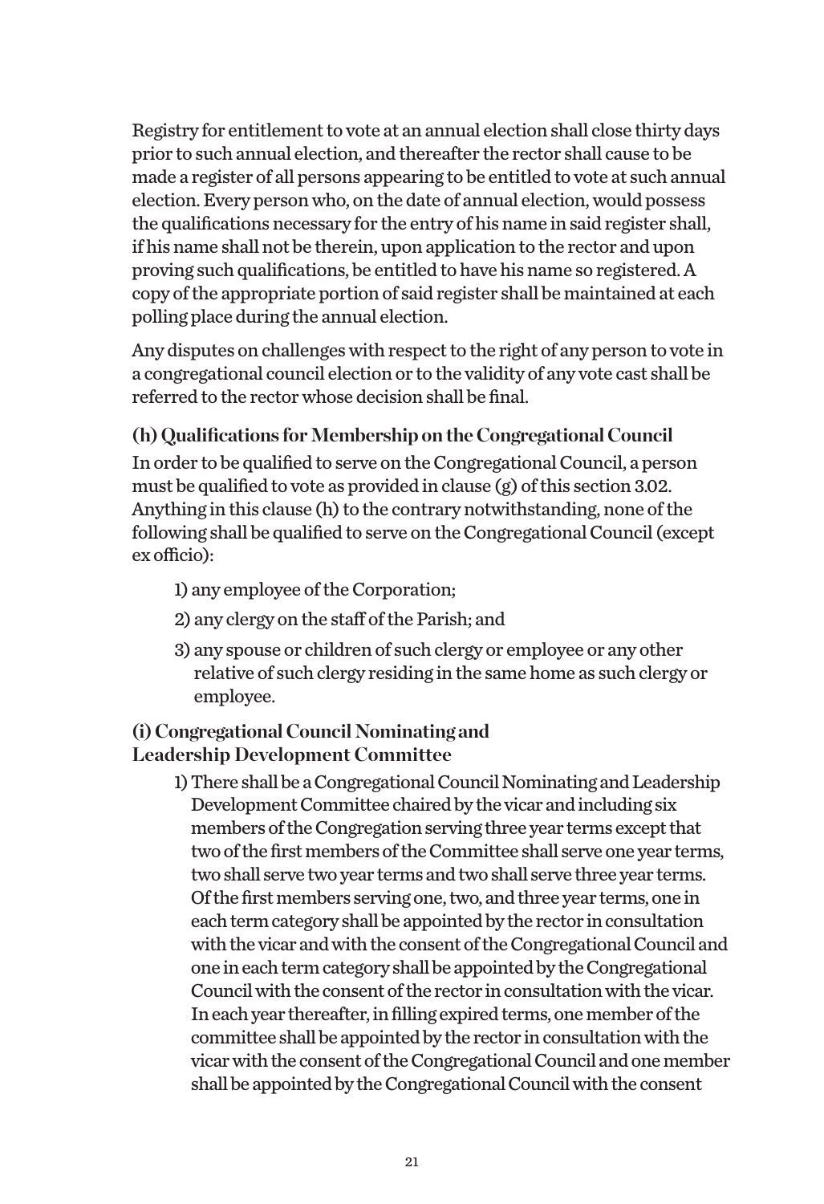Registry for entitlement to vote at an annual election shall close thirty days prior to such annual election, and thereafter the rector shall cause to be made a register of all persons appearing to be entitled to vote at such annual election. Every person who, on the date of annual election, would possess the qualifications necessary for the entry of his name in said register shall, if his name shall not be therein, upon application to the rector and upon proving such qualifications, be entitled to have his name so registered. A copy of the appropriate portion of said register shall be maintained at each polling place during the annual election.

Any disputes on challenges with respect to the right of any person to vote in a congregational council election or to the validity of any vote cast shall be referred to the rector whose decision shall be final.

### (h) Qualifications for Membership on the Congregational Council

In order to be qualified to serve on the Congregational Council, a person must be qualified to vote as provided in clause (g) of this section 3.02. Anything in this clause (h) to the contrary notwithstanding, none of the following shall be qualified to serve on the Congregational Council (except ex officio):

1) any employee of the Corporation;
2) any clergy on the staff of the Parish; and
3) any spouse or children of such clergy or employee or any other relative of such clergy residing in the same home as such clergy or employee.

### (i) Congregational Council Nominating and Leadership Development Committee

1) There shall be a Congregational Council Nominating and Leadership Development Committee chaired by the vicar and including six members of the Congregation serving three year terms except that two of the first members of the Committee shall serve one year terms, two shall serve two year terms and two shall serve three year terms. Of the first members serving one, two, and three year terms, one in each term category shall be appointed by the rector in consultation with the vicar and with the consent of the Congregational Council and one in each term category shall be appointed by the Congregational Council with the consent of the rector in consultation with the vicar. In each year thereafter, in filling expired terms, one member of the committee shall be appointed by the rector in consultation with the vicar with the consent of the Congregational Council and one member shall be appointed by the Congregational Council with the consent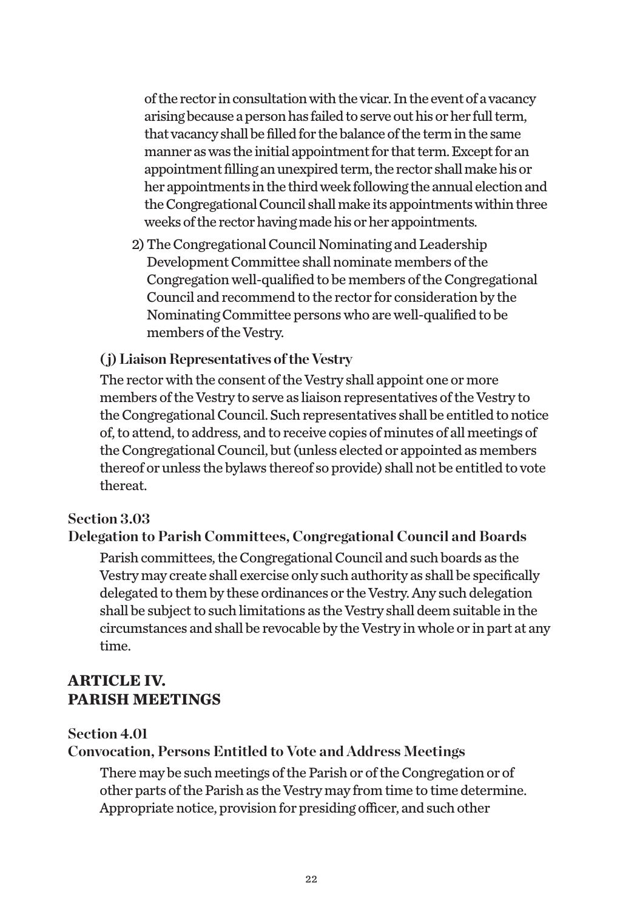of the rector in consultation with the vicar. In the event of a vacancy arising because a person has failed to serve out his or her full term, that vacancy shall be filled for the balance of the term in the same manner as was the initial appointment for that term. Except for an appointment filling an unexpired term, the rector shall make his or her appointments in the third week following the annual election and the Congregational Council shall make its appointments within three weeks of the rector having made his or her appointments.

2) The Congregational Council Nominating and Leadership Development Committee shall nominate members of the Congregation well-qualified to be members of the Congregational Council and recommend to the rector for consideration by the Nominating Committee persons who are well-qualified to be members of the Vestry.

**(j) Liaison Representatives of the Vestry**

The rector with the consent of the Vestry shall appoint one or more members of the Vestry to serve as liaison representatives of the Vestry to the Congregational Council. Such representatives shall be entitled to notice of, to attend, to address, and to receive copies of minutes of all meetings of the Congregational Council, but (unless elected or appointed as members thereof or unless the bylaws thereof so provide) shall not be entitled to vote thereat.

### Section 3.03
### Delegation to Parish Committees, Congregational Council and Boards

Parish committees, the Congregational Council and such boards as the Vestry may create shall exercise only such authority as shall be specifically delegated to them by these ordinances or the Vestry. Any such delegation shall be subject to such limitations as the Vestry shall deem suitable in the circumstances and shall be revocable by the Vestry in whole or in part at any time.

## ARTICLE IV.
## PARISH MEETINGS

### Section 4.01
### Convocation, Persons Entitled to Vote and Address Meetings

There may be such meetings of the Parish or of the Congregation or of other parts of the Parish as the Vestry may from time to time determine. Appropriate notice, provision for presiding officer, and such other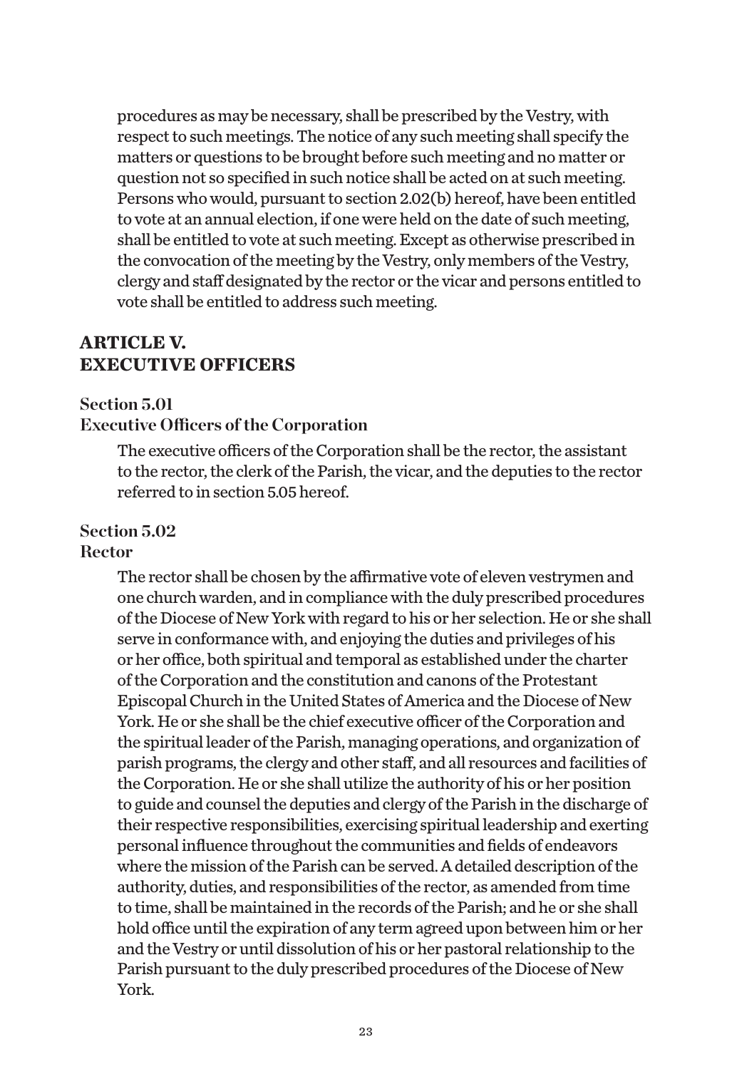procedures as may be necessary, shall be prescribed by the Vestry, with respect to such meetings. The notice of any such meeting shall specify the matters or questions to be brought before such meeting and no matter or question not so specified in such notice shall be acted on at such meeting. Persons who would, pursuant to section 2.02(b) hereof, have been entitled to vote at an annual election, if one were held on the date of such meeting, shall be entitled to vote at such meeting. Except as otherwise prescribed in the convocation of the meeting by the Vestry, only members of the Vestry, clergy and staff designated by the rector or the vicar and persons entitled to vote shall be entitled to address such meeting.

## ARTICLE V.
## EXECUTIVE OFFICERS

### Section 5.01
### Executive Officers of the Corporation

The executive officers of the Corporation shall be the rector, the assistant to the rector, the clerk of the Parish, the vicar, and the deputies to the rector referred to in section 5.05 hereof.

### Section 5.02
### Rector

The rector shall be chosen by the affirmative vote of eleven vestrymen and one church warden, and in compliance with the duly prescribed procedures of the Diocese of New York with regard to his or her selection. He or she shall serve in conformance with, and enjoying the duties and privileges of his or her office, both spiritual and temporal as established under the charter of the Corporation and the constitution and canons of the Protestant Episcopal Church in the United States of America and the Diocese of New York. He or she shall be the chief executive officer of the Corporation and the spiritual leader of the Parish, managing operations, and organization of parish programs, the clergy and other staff, and all resources and facilities of the Corporation. He or she shall utilize the authority of his or her position to guide and counsel the deputies and clergy of the Parish in the discharge of their respective responsibilities, exercising spiritual leadership and exerting personal influence throughout the communities and fields of endeavors where the mission of the Parish can be served. A detailed description of the authority, duties, and responsibilities of the rector, as amended from time to time, shall be maintained in the records of the Parish; and he or she shall hold office until the expiration of any term agreed upon between him or her and the Vestry or until dissolution of his or her pastoral relationship to the Parish pursuant to the duly prescribed procedures of the Diocese of New York.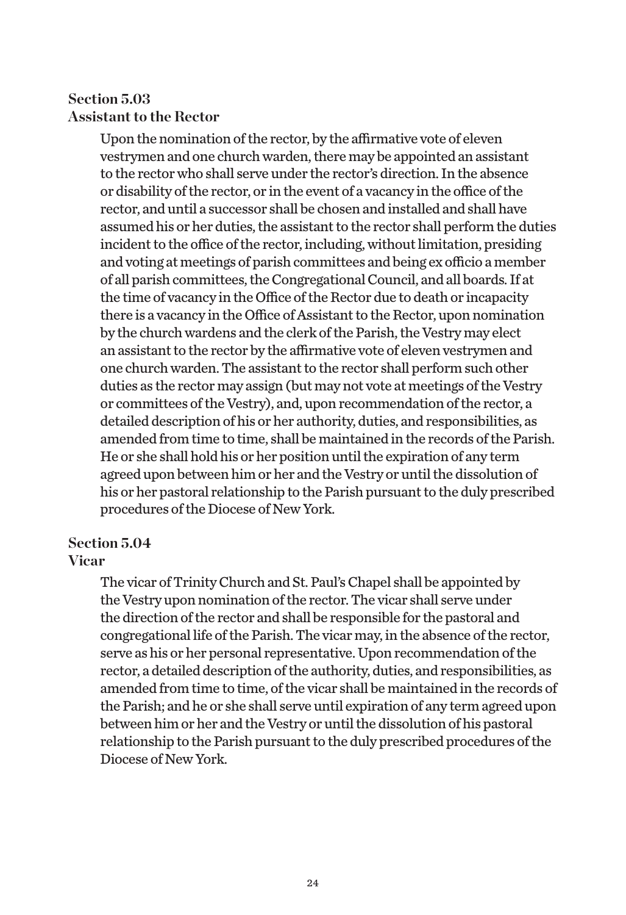### Section 5.03
### Assistant to the Rector

Upon the nomination of the rector, by the affirmative vote of eleven vestrymen and one church warden, there may be appointed an assistant to the rector who shall serve under the rector's direction. In the absence or disability of the rector, or in the event of a vacancy in the office of the rector, and until a successor shall be chosen and installed and shall have assumed his or her duties, the assistant to the rector shall perform the duties incident to the office of the rector, including, without limitation, presiding and voting at meetings of parish committees and being ex officio a member of all parish committees, the Congregational Council, and all boards. If at the time of vacancy in the Office of the Rector due to death or incapacity there is a vacancy in the Office of Assistant to the Rector, upon nomination by the church wardens and the clerk of the Parish, the Vestry may elect an assistant to the rector by the affirmative vote of eleven vestrymen and one church warden. The assistant to the rector shall perform such other duties as the rector may assign (but may not vote at meetings of the Vestry or committees of the Vestry), and, upon recommendation of the rector, a detailed description of his or her authority, duties, and responsibilities, as amended from time to time, shall be maintained in the records of the Parish. He or she shall hold his or her position until the expiration of any term agreed upon between him or her and the Vestry or until the dissolution of his or her pastoral relationship to the Parish pursuant to the duly prescribed procedures of the Diocese of New York.

### Section 5.04
### Vicar

The vicar of Trinity Church and St. Paul's Chapel shall be appointed by the Vestry upon nomination of the rector. The vicar shall serve under the direction of the rector and shall be responsible for the pastoral and congregational life of the Parish. The vicar may, in the absence of the rector, serve as his or her personal representative. Upon recommendation of the rector, a detailed description of the authority, duties, and responsibilities, as amended from time to time, of the vicar shall be maintained in the records of the Parish; and he or she shall serve until expiration of any term agreed upon between him or her and the Vestry or until the dissolution of his pastoral relationship to the Parish pursuant to the duly prescribed procedures of the Diocese of New York.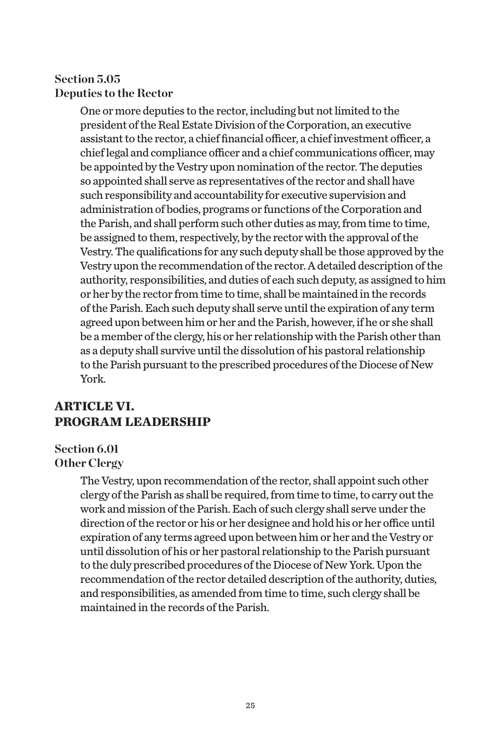### Section 5.05
### Deputies to the Rector

One or more deputies to the rector, including but not limited to the president of the Real Estate Division of the Corporation, an executive assistant to the rector, a chief financial officer, a chief investment officer, a chief legal and compliance officer and a chief communications officer, may be appointed by the Vestry upon nomination of the rector. The deputies so appointed shall serve as representatives of the rector and shall have such responsibility and accountability for executive supervision and administration of bodies, programs or functions of the Corporation and the Parish, and shall perform such other duties as may, from time to time, be assigned to them, respectively, by the rector with the approval of the Vestry. The qualifications for any such deputy shall be those approved by the Vestry upon the recommendation of the rector. A detailed description of the authority, responsibilities, and duties of each such deputy, as assigned to him or her by the rector from time to time, shall be maintained in the records of the Parish. Each such deputy shall serve until the expiration of any term agreed upon between him or her and the Parish, however, if he or she shall be a member of the clergy, his or her relationship with the Parish other than as a deputy shall survive until the dissolution of his pastoral relationship to the Parish pursuant to the prescribed procedures of the Diocese of New York.

## ARTICLE VI.
## PROGRAM LEADERSHIP

### Section 6.01
### Other Clergy

The Vestry, upon recommendation of the rector, shall appoint such other clergy of the Parish as shall be required, from time to time, to carry out the work and mission of the Parish. Each of such clergy shall serve under the direction of the rector or his or her designee and hold his or her office until expiration of any terms agreed upon between him or her and the Vestry or until dissolution of his or her pastoral relationship to the Parish pursuant to the duly prescribed procedures of the Diocese of New York. Upon the recommendation of the rector detailed description of the authority, duties, and responsibilities, as amended from time to time, such clergy shall be maintained in the records of the Parish.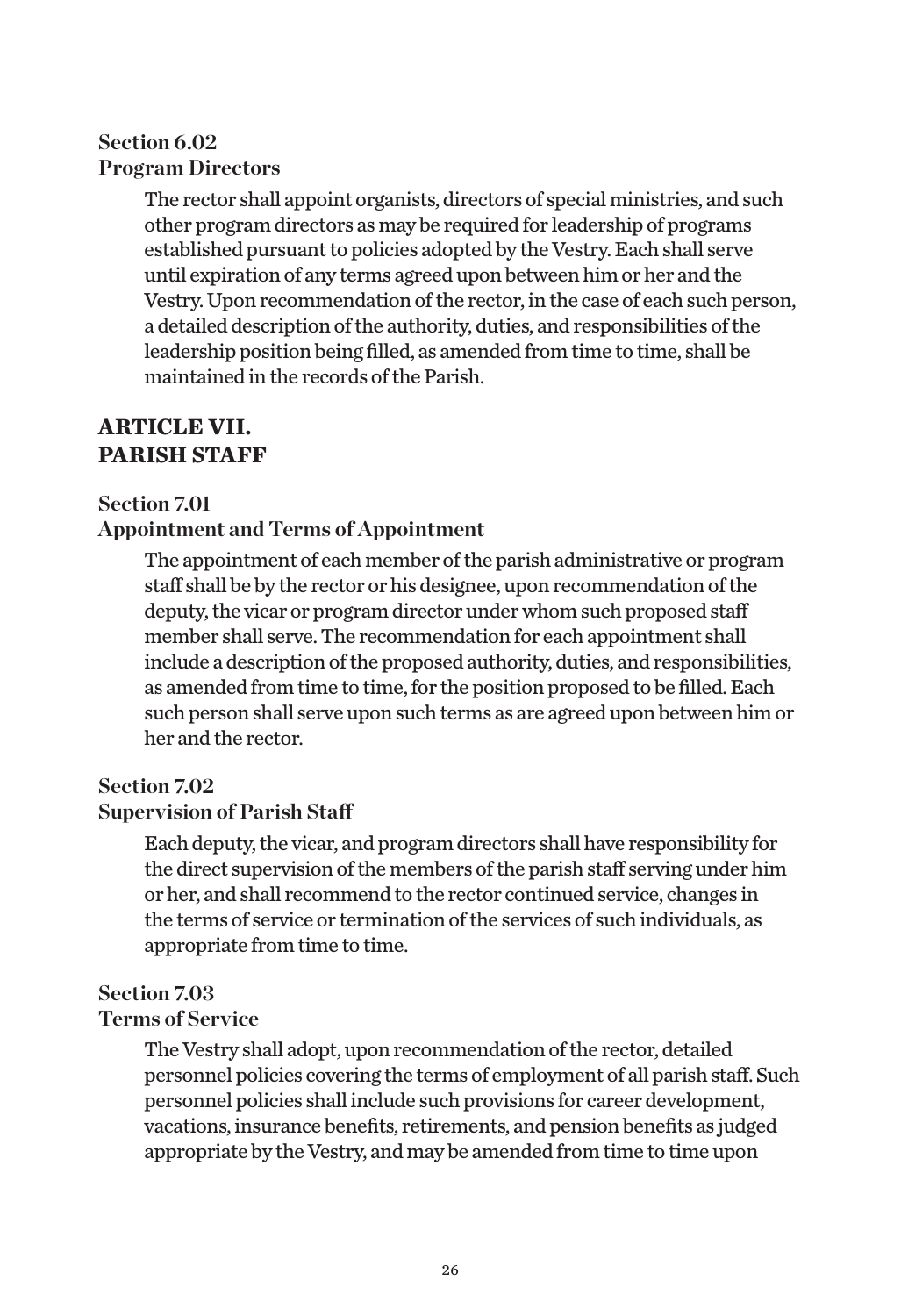### Section 6.02
### Program Directors

The rector shall appoint organists, directors of special ministries, and such other program directors as may be required for leadership of programs established pursuant to policies adopted by the Vestry. Each shall serve until expiration of any terms agreed upon between him or her and the Vestry. Upon recommendation of the rector, in the case of each such person, a detailed description of the authority, duties, and responsibilities of the leadership position being filled, as amended from time to time, shall be maintained in the records of the Parish.

## ARTICLE VII.
## PARISH STAFF

### Section 7.01
### Appointment and Terms of Appointment

The appointment of each member of the parish administrative or program staff shall be by the rector or his designee, upon recommendation of the deputy, the vicar or program director under whom such proposed staff member shall serve. The recommendation for each appointment shall include a description of the proposed authority, duties, and responsibilities, as amended from time to time, for the position proposed to be filled. Each such person shall serve upon such terms as are agreed upon between him or her and the rector.

### Section 7.02
### Supervision of Parish Staff

Each deputy, the vicar, and program directors shall have responsibility for the direct supervision of the members of the parish staff serving under him or her, and shall recommend to the rector continued service, changes in the terms of service or termination of the services of such individuals, as appropriate from time to time.

### Section 7.03
### Terms of Service

The Vestry shall adopt, upon recommendation of the rector, detailed personnel policies covering the terms of employment of all parish staff. Such personnel policies shall include such provisions for career development, vacations, insurance benefits, retirements, and pension benefits as judged appropriate by the Vestry, and may be amended from time to time upon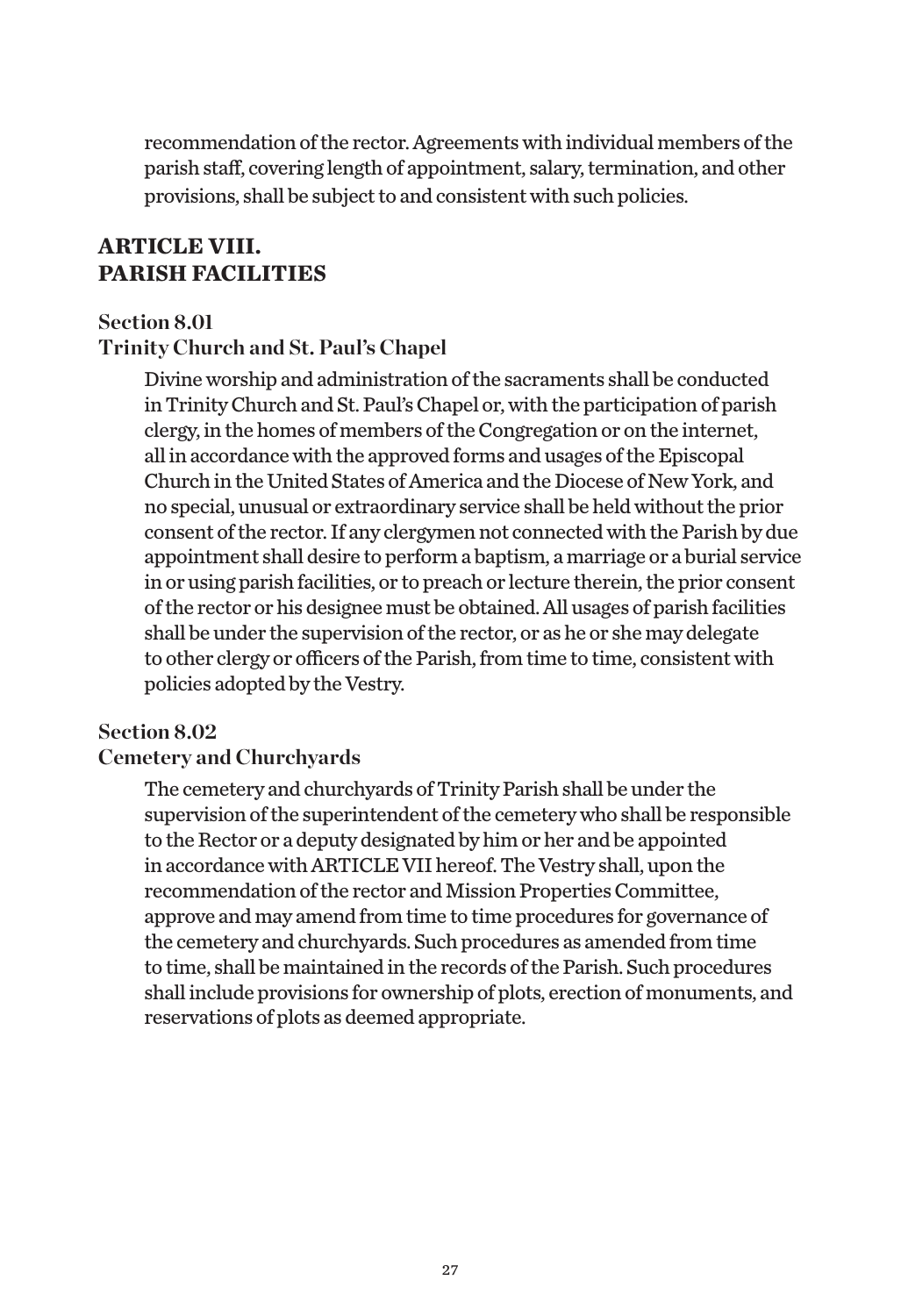recommendation of the rector. Agreements with individual members of the parish staff, covering length of appointment, salary, termination, and other provisions, shall be subject to and consistent with such policies.

## ARTICLE VIII.
## PARISH FACILITIES

### Section 8.01
### Trinity Church and St. Paul's Chapel

Divine worship and administration of the sacraments shall be conducted in Trinity Church and St. Paul's Chapel or, with the participation of parish clergy, in the homes of members of the Congregation or on the internet, all in accordance with the approved forms and usages of the Episcopal Church in the United States of America and the Diocese of New York, and no special, unusual or extraordinary service shall be held without the prior consent of the rector. If any clergymen not connected with the Parish by due appointment shall desire to perform a baptism, a marriage or a burial service in or using parish facilities, or to preach or lecture therein, the prior consent of the rector or his designee must be obtained. All usages of parish facilities shall be under the supervision of the rector, or as he or she may delegate to other clergy or officers of the Parish, from time to time, consistent with policies adopted by the Vestry.

### Section 8.02
### Cemetery and Churchyards

The cemetery and churchyards of Trinity Parish shall be under the supervision of the superintendent of the cemetery who shall be responsible to the Rector or a deputy designated by him or her and be appointed in accordance with ARTICLE VII hereof. The Vestry shall, upon the recommendation of the rector and Mission Properties Committee, approve and may amend from time to time procedures for governance of the cemetery and churchyards. Such procedures as amended from time to time, shall be maintained in the records of the Parish. Such procedures shall include provisions for ownership of plots, erection of monuments, and reservations of plots as deemed appropriate.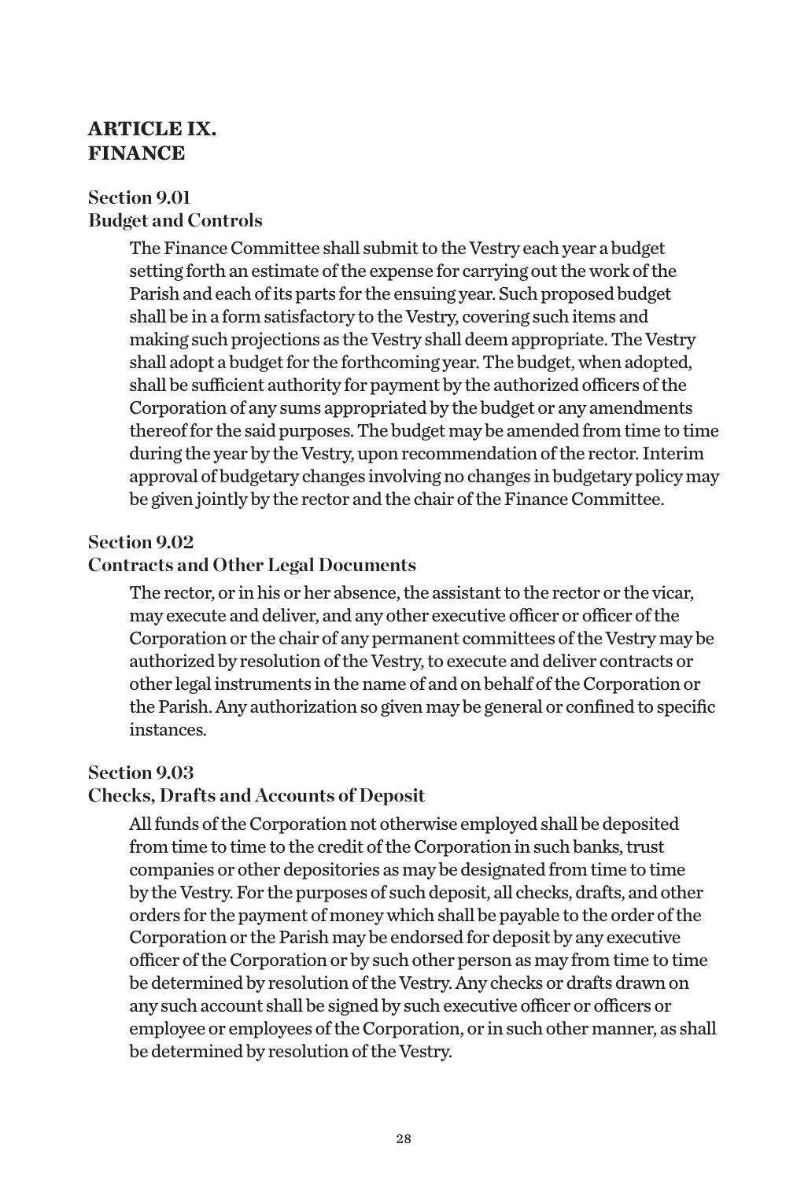## ARTICLE IX. FINANCE

### Section 9.01 Budget and Controls

The Finance Committee shall submit to the Vestry each year a budget setting forth an estimate of the expense for carrying out the work of the Parish and each of its parts for the ensuing year. Such proposed budget shall be in a form satisfactory to the Vestry, covering such items and making such projections as the Vestry shall deem appropriate. The Vestry shall adopt a budget for the forthcoming year. The budget, when adopted, shall be sufficient authority for payment by the authorized officers of the Corporation of any sums appropriated by the budget or any amendments thereof for the said purposes. The budget may be amended from time to time during the year by the Vestry, upon recommendation of the rector. Interim approval of budgetary changes involving no changes in budgetary policy may be given jointly by the rector and the chair of the Finance Committee.

### Section 9.02 Contracts and Other Legal Documents

The rector, or in his or her absence, the assistant to the rector or the vicar, may execute and deliver, and any other executive officer or officer of the Corporation or the chair of any permanent committees of the Vestry may be authorized by resolution of the Vestry, to execute and deliver contracts or other legal instruments in the name of and on behalf of the Corporation or the Parish. Any authorization so given may be general or confined to specific instances.

### Section 9.03 Checks, Drafts and Accounts of Deposit

All funds of the Corporation not otherwise employed shall be deposited from time to time to the credit of the Corporation in such banks, trust companies or other depositories as may be designated from time to time by the Vestry. For the purposes of such deposit, all checks, drafts, and other orders for the payment of money which shall be payable to the order of the Corporation or the Parish may be endorsed for deposit by any executive officer of the Corporation or by such other person as may from time to time be determined by resolution of the Vestry. Any checks or drafts drawn on any such account shall be signed by such executive officer or officers or employee or employees of the Corporation, or in such other manner, as shall be determined by resolution of the Vestry.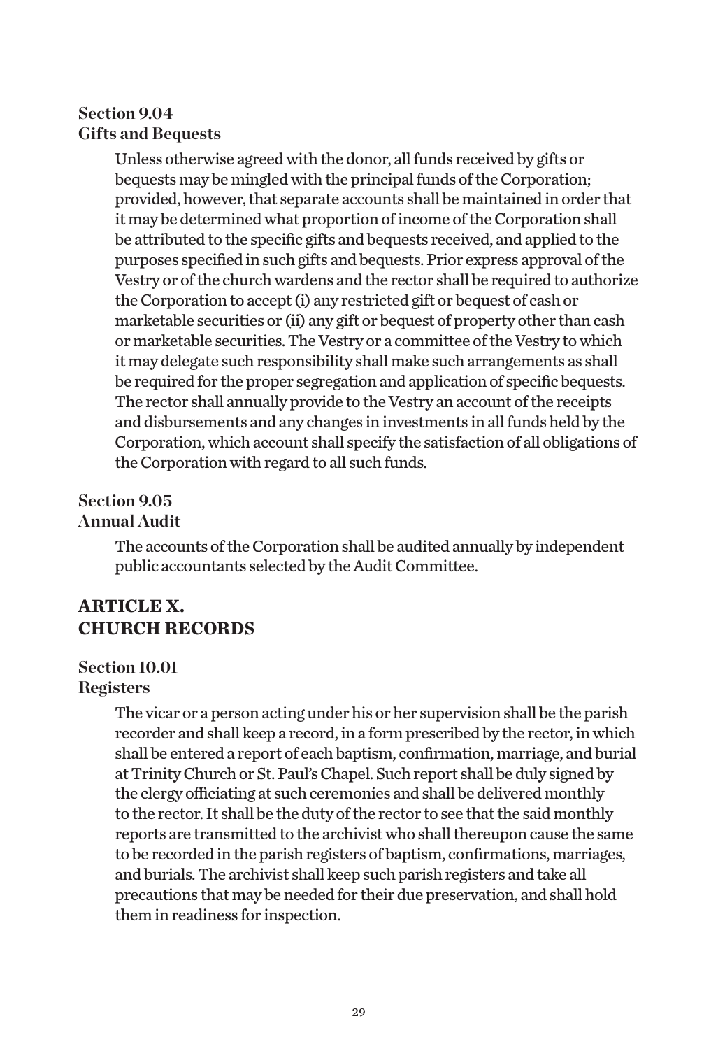### Section 9.04
### Gifts and Bequests

Unless otherwise agreed with the donor, all funds received by gifts or bequests may be mingled with the principal funds of the Corporation; provided, however, that separate accounts shall be maintained in order that it may be determined what proportion of income of the Corporation shall be attributed to the specific gifts and bequests received, and applied to the purposes specified in such gifts and bequests. Prior express approval of the Vestry or of the church wardens and the rector shall be required to authorize the Corporation to accept (i) any restricted gift or bequest of cash or marketable securities or (ii) any gift or bequest of property other than cash or marketable securities. The Vestry or a committee of the Vestry to which it may delegate such responsibility shall make such arrangements as shall be required for the proper segregation and application of specific bequests. The rector shall annually provide to the Vestry an account of the receipts and disbursements and any changes in investments in all funds held by the Corporation, which account shall specify the satisfaction of all obligations of the Corporation with regard to all such funds.

### Section 9.05
### Annual Audit

The accounts of the Corporation shall be audited annually by independent public accountants selected by the Audit Committee.

## ARTICLE X.
## CHURCH RECORDS

### Section 10.01
### Registers

The vicar or a person acting under his or her supervision shall be the parish recorder and shall keep a record, in a form prescribed by the rector, in which shall be entered a report of each baptism, confirmation, marriage, and burial at Trinity Church or St. Paul's Chapel. Such report shall be duly signed by the clergy officiating at such ceremonies and shall be delivered monthly to the rector. It shall be the duty of the rector to see that the said monthly reports are transmitted to the archivist who shall thereupon cause the same to be recorded in the parish registers of baptism, confirmations, marriages, and burials. The archivist shall keep such parish registers and take all precautions that may be needed for their due preservation, and shall hold them in readiness for inspection.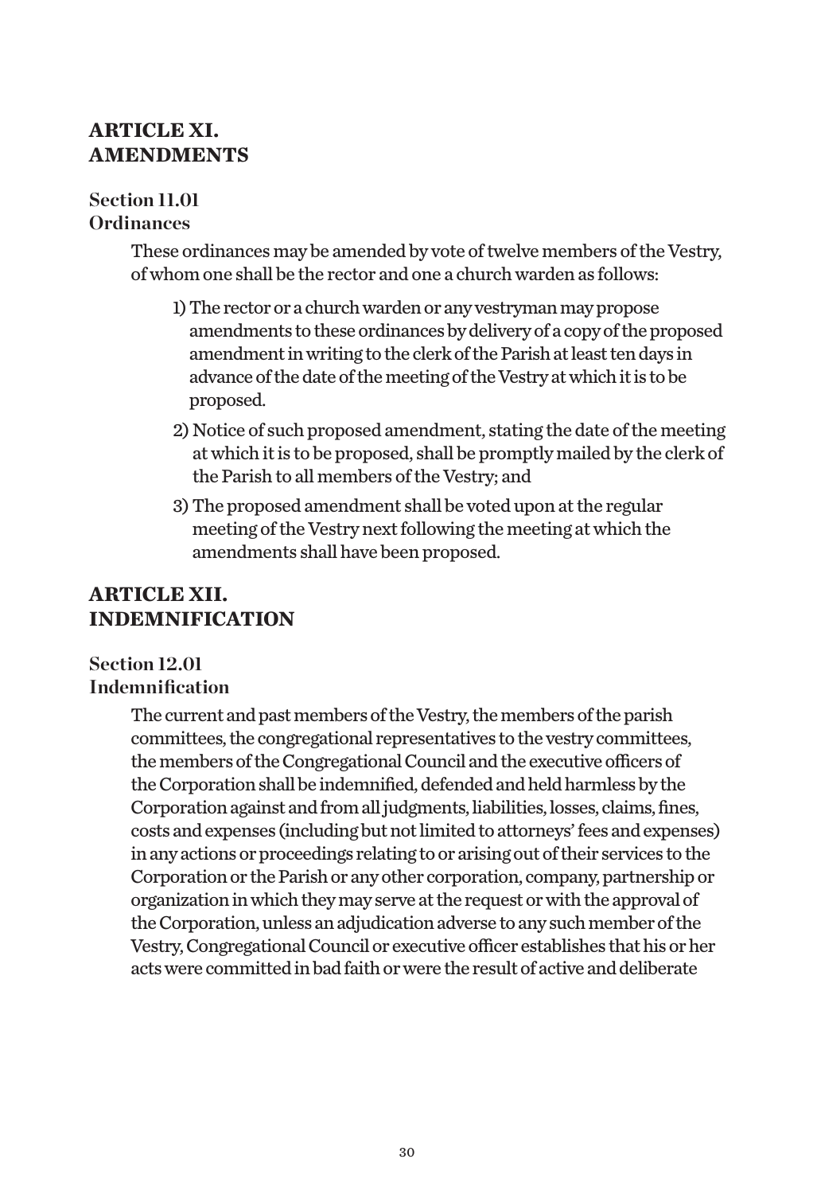## ARTICLE XI.
## AMENDMENTS

### Section 11.01
### Ordinances

These ordinances may be amended by vote of twelve members of the Vestry, of whom one shall be the rector and one a church warden as follows:

1) The rector or a church warden or any vestryman may propose amendments to these ordinances by delivery of a copy of the proposed amendment in writing to the clerk of the Parish at least ten days in advance of the date of the meeting of the Vestry at which it is to be proposed.
2) Notice of such proposed amendment, stating the date of the meeting at which it is to be proposed, shall be promptly mailed by the clerk of the Parish to all members of the Vestry; and
3) The proposed amendment shall be voted upon at the regular meeting of the Vestry next following the meeting at which the amendments shall have been proposed.

## ARTICLE XII.
## INDEMNIFICATION

### Section 12.01
### Indemnification

The current and past members of the Vestry, the members of the parish committees, the congregational representatives to the vestry committees, the members of the Congregational Council and the executive officers of the Corporation shall be indemnified, defended and held harmless by the Corporation against and from all judgments, liabilities, losses, claims, fines, costs and expenses (including but not limited to attorneys' fees and expenses) in any actions or proceedings relating to or arising out of their services to the Corporation or the Parish or any other corporation, company, partnership or organization in which they may serve at the request or with the approval of the Corporation, unless an adjudication adverse to any such member of the Vestry, Congregational Council or executive officer establishes that his or her acts were committed in bad faith or were the result of active and deliberate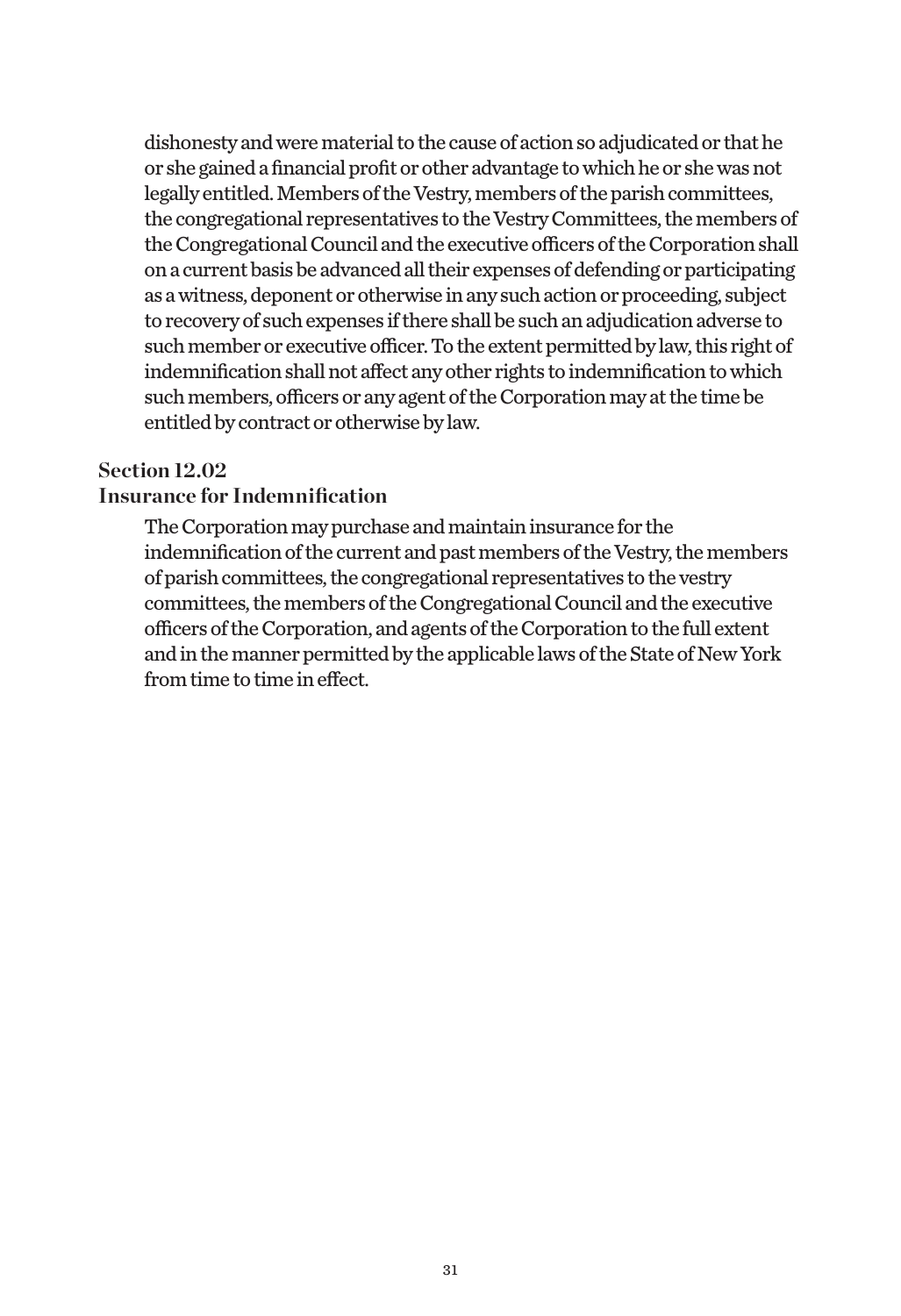dishonesty and were material to the cause of action so adjudicated or that he or she gained a financial profit or other advantage to which he or she was not legally entitled. Members of the Vestry, members of the parish committees, the congregational representatives to the Vestry Committees, the members of the Congregational Council and the executive officers of the Corporation shall on a current basis be advanced all their expenses of defending or participating as a witness, deponent or otherwise in any such action or proceeding, subject to recovery of such expenses if there shall be such an adjudication adverse to such member or executive officer. To the extent permitted by law, this right of indemnification shall not affect any other rights to indemnification to which such members, officers or any agent of the Corporation may at the time be entitled by contract or otherwise by law.

### Section 12.02
### Insurance for Indemnification

The Corporation may purchase and maintain insurance for the indemnification of the current and past members of the Vestry, the members of parish committees, the congregational representatives to the vestry committees, the members of the Congregational Council and the executive officers of the Corporation, and agents of the Corporation to the full extent and in the manner permitted by the applicable laws of the State of New York from time to time in effect.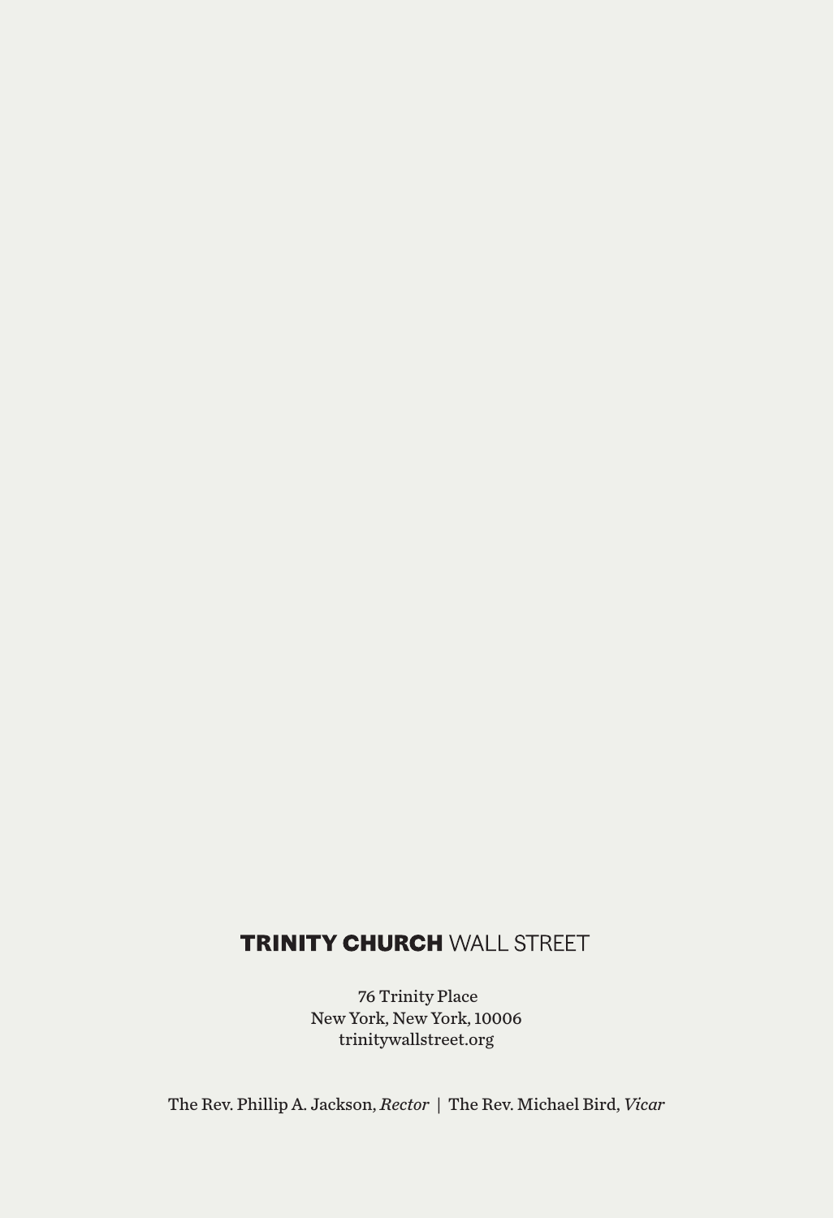**TRINITY CHURCH** WALL STREET

76 Trinity Place
New York, New York, 10006
trinitywallstreet.org

The Rev. Phillip A. Jackson, *Rector* | The Rev. Michael Bird, *Vicar*